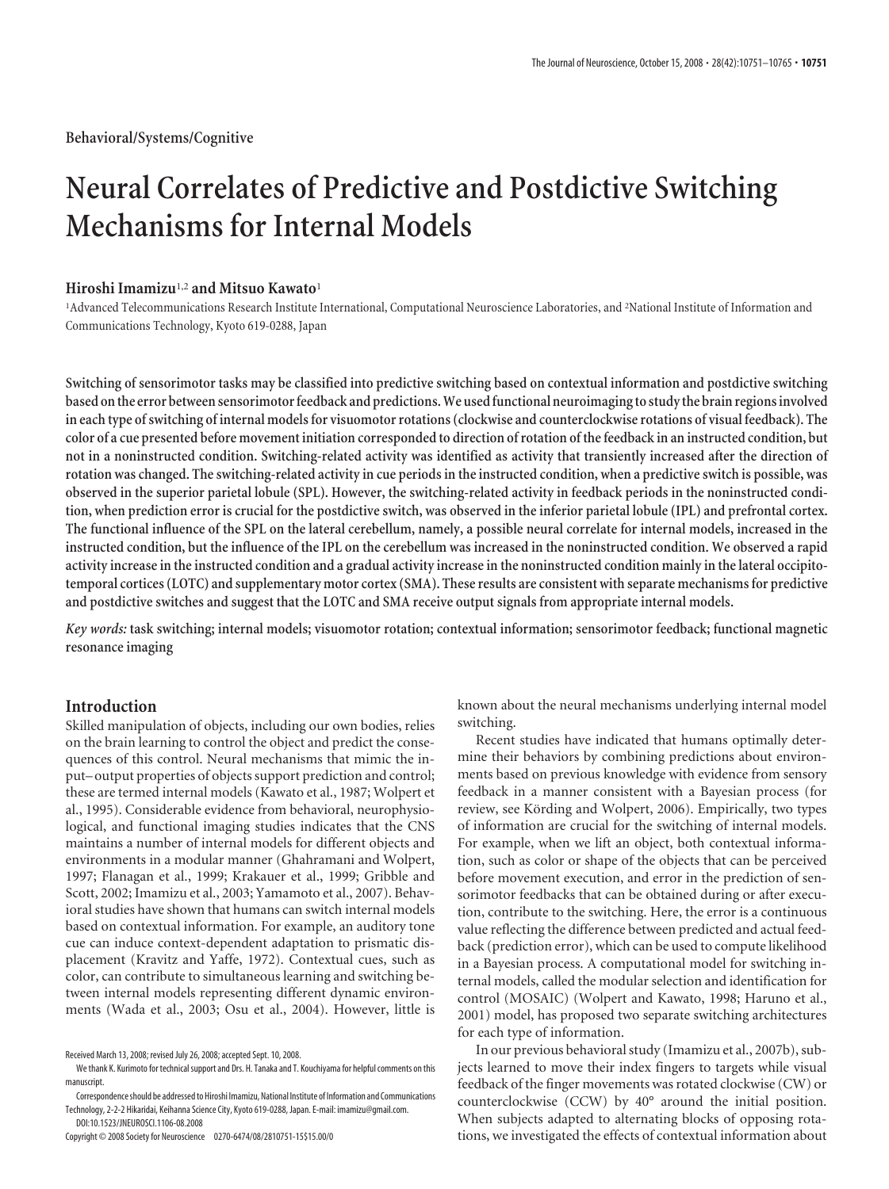Behavioral/Systems/Cognitive

# Neural Correlates of Predictive and Postdictive Switching Mechanisms for Internal Models

**Hiroshi Imamizu**[1,2] **and Mitsuo Kawato**[1]

[1]Advanced Telecommunications Research Institute International, Computational Neuroscience Laboratories, and [2]National Institute of Information and Communications Technology, Kyoto 619-0288, Japan

**Switching of sensorimotor tasks may be classified into predictive switching based on contextual information and postdictive switching based on the error between sensorimotor feedback and predictions. We used functional neuroimaging to study the brain regions involved in each type of switching of internal models for visuomotor rotations (clockwise and counterclockwise rotations of visual feedback). The color of a cue presented before movement initiation corresponded to direction of rotation of the feedback in an instructed condition, but not in a noninstructed condition. Switching-related activity was identified as activity that transiently increased after the direction of rotation was changed. The switching-related activity in cue periods in the instructed condition, when a predictive switch is possible, was observed in the superior parietal lobule (SPL). However, the switching-related activity in feedback periods in the noninstructed condition, when prediction error is crucial for the postdictive switch, was observed in the inferior parietal lobule (IPL) and prefrontal cortex. The functional influence of the SPL on the lateral cerebellum, namely, a possible neural correlate for internal models, increased in the instructed condition, but the influence of the IPL on the cerebellum was increased in the noninstructed condition. We observed a rapid activity increase in the instructed condition and a gradual activity increase in the noninstructed condition mainly in the lateral occipitotemporal cortices (LOTC) and supplementary motor cortex (SMA). These results are consistent with separate mechanisms for predictive and postdictive switches and suggest that the LOTC and SMA receive output signals from appropriate internal models.**

***Key words:*** **task switching; internal models; visuomotor rotation; contextual information; sensorimotor feedback; functional magnetic resonance imaging**

## Introduction

Skilled manipulation of objects, including our own bodies, relies on the brain learning to control the object and predict the consequences of this control. Neural mechanisms that mimic the input–output properties of objects support prediction and control; these are termed internal models (Kawato et al., 1987; Wolpert et al., 1995). Considerable evidence from behavioral, neurophysiological, and functional imaging studies indicates that the CNS maintains a number of internal models for different objects and environments in a modular manner (Ghahramani and Wolpert, 1997; Flanagan et al., 1999; Krakauer et al., 1999; Gribble and Scott, 2002; Imamizu et al., 2003; Yamamoto et al., 2007). Behavioral studies have shown that humans can switch internal models based on contextual information. For example, an auditory tone cue can induce context-dependent adaptation to prismatic displacement (Kravitz and Yaffe, 1972). Contextual cues, such as color, can contribute to simultaneous learning and switching between internal models representing different dynamic environments (Wada et al., 2003; Osu et al., 2004). However, little is known about the neural mechanisms underlying internal model switching.

Recent studies have indicated that humans optimally determine their behaviors by combining predictions about environments based on previous knowledge with evidence from sensory feedback in a manner consistent with a Bayesian process (for review, see Körding and Wolpert, 2006). Empirically, two types of information are crucial for the switching of internal models. For example, when we lift an object, both contextual information, such as color or shape of the objects that can be perceived before movement execution, and error in the prediction of sensorimotor feedbacks that can be obtained during or after execution, contribute to the switching. Here, the error is a continuous value reflecting the difference between predicted and actual feedback (prediction error), which can be used to compute likelihood in a Bayesian process. A computational model for switching internal models, called the modular selection and identification for control (MOSAIC) (Wolpert and Kawato, 1998; Haruno et al., 2001) model, has proposed two separate switching architectures for each type of information.

In our previous behavioral study (Imamizu et al., 2007b), subjects learned to move their index fingers to targets while visual feedback of the finger movements was rotated clockwise (CW) or counterclockwise (CCW) by 40° around the initial position. When subjects adapted to alternating blocks of opposing rotations, we investigated the effects of contextual information about

Received March 13, 2008; revised July 26, 2008; accepted Sept. 10, 2008.

We thank K. Kurimoto for technical support and Drs. H. Tanaka and T. Kouchiyama for helpful comments on this manuscript.

Correspondence should be addressed to Hiroshi Imamizu, National Institute of Information and Communications Technology, 2-2-2 Hikaridai, Keihanna Science City, Kyoto 619-0288, Japan. E-mail: imamizu@gmail.com.

DOI:10.1523/JNEUROSCI.1106-08.2008

Copyright © 2008 Society for Neuroscience 0270-6474/08/2810751-15$15.00/0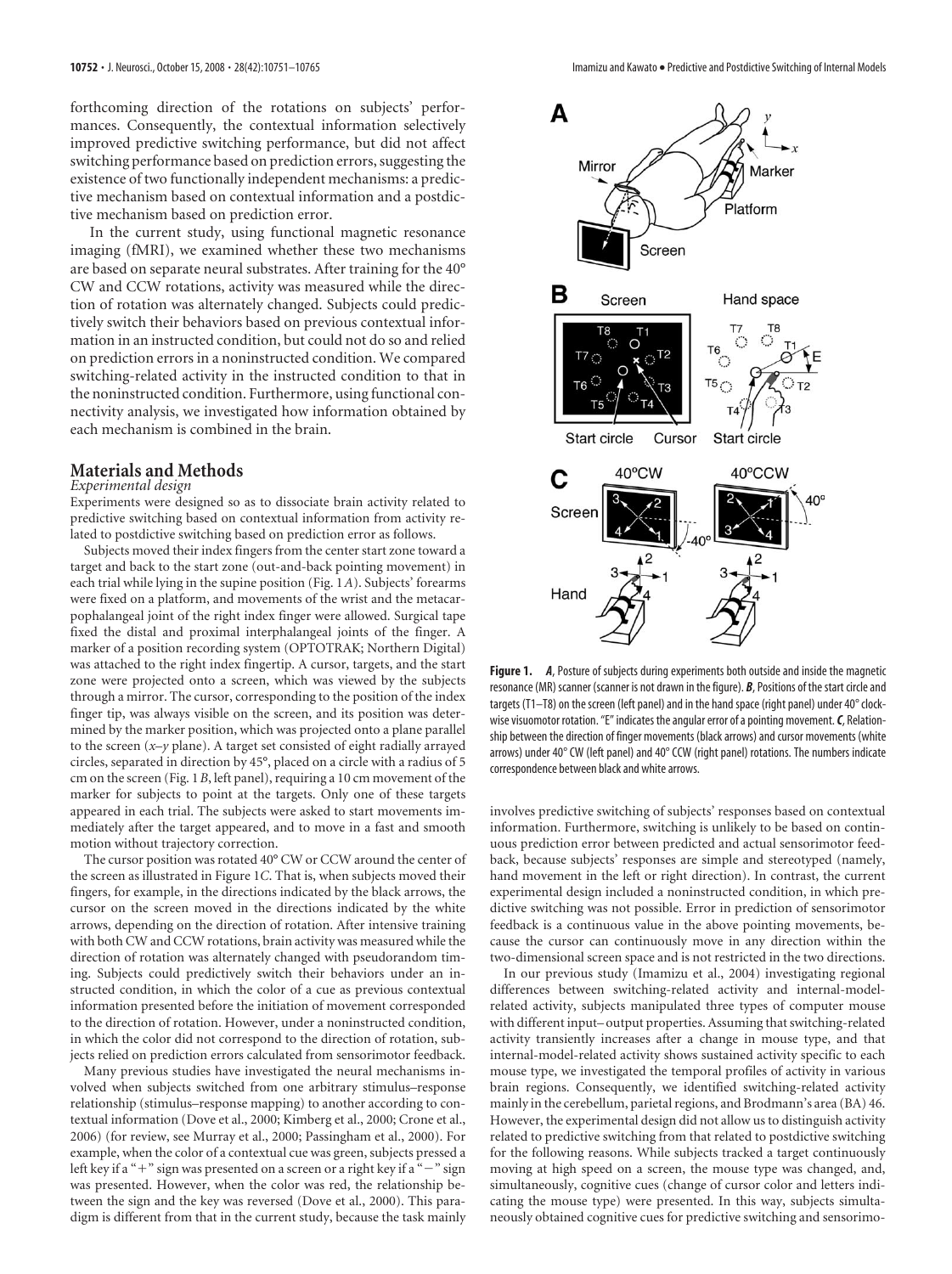forthcoming direction of the rotations on subjects' performances. Consequently, the contextual information selectively improved predictive switching performance, but did not affect switching performance based on prediction errors, suggesting the existence of two functionally independent mechanisms: a predictive mechanism based on contextual information and a postdictive mechanism based on prediction error.

In the current study, using functional magnetic resonance imaging (fMRI), we examined whether these two mechanisms are based on separate neural substrates. After training for the 40° CW and CCW rotations, activity was measured while the direction of rotation was alternately changed. Subjects could predictively switch their behaviors based on previous contextual information in an instructed condition, but could not do so and relied on prediction errors in a noninstructed condition. We compared switching-related activity in the instructed condition to that in the noninstructed condition. Furthermore, using functional connectivity analysis, we investigated how information obtained by each mechanism is combined in the brain.

## Materials and Methods

### Experimental design

Experiments were designed so as to dissociate brain activity related to predictive switching based on contextual information from activity related to postdictive switching based on prediction error as follows.

Subjects moved their index fingers from the center start zone toward a target and back to the start zone (out-and-back pointing movement) in each trial while lying in the supine position (Fig. 1*A*). Subjects' forearms were fixed on a platform, and movements of the wrist and the metacarpophalangeal joint of the right index finger were allowed. Surgical tape fixed the distal and proximal interphalangeal joints of the finger. A marker of a position recording system (OPTOTRAK; Northern Digital) was attached to the right index fingertip. A cursor, targets, and the start zone were projected onto a screen, which was viewed by the subjects through a mirror. The cursor, corresponding to the position of the index finger tip, was always visible on the screen, and its position was determined by the marker position, which was projected onto a plane parallel to the screen ($x$–$y$ plane). A target set consisted of eight radially arrayed circles, separated in direction by 45°, placed on a circle with a radius of 5 cm on the screen (Fig. 1*B*, left panel), requiring a 10 cm movement of the marker for subjects to point at the targets. Only one of these targets appeared in each trial. The subjects were asked to start movements immediately after the target appeared, and to move in a fast and smooth motion without trajectory correction.

The cursor position was rotated 40° CW or CCW around the center of the screen as illustrated in Figure 1*C*. That is, when subjects moved their fingers, for example, in the directions indicated by the black arrows, the cursor on the screen moved in the directions indicated by the white arrows, depending on the direction of rotation. After intensive training with both CW and CCW rotations, brain activity was measured while the direction of rotation was alternately changed with pseudorandom timing. Subjects could predictively switch their behaviors under an instructed condition, in which the color of a cue as previous contextual information presented before the initiation of movement corresponded to the direction of rotation. However, under a noninstructed condition, in which the color did not correspond to the direction of rotation, subjects relied on prediction errors calculated from sensorimotor feedback.

Many previous studies have investigated the neural mechanisms involved when subjects switched from one arbitrary stimulus–response relationship (stimulus–response mapping) to another according to contextual information (Dove et al., 2000; Kimberg et al., 2000; Crone et al., 2006) (for review, see Murray et al., 2000; Passingham et al., 2000). For example, when the color of a contextual cue was green, subjects pressed a left key if a "+" sign was presented on a screen or a right key if a "−" sign was presented. However, when the color was red, the relationship between the sign and the key was reversed (Dove et al., 2000). This paradigm is different from that in the current study, because the task mainly involves predictive switching of subjects' responses based on contextual information. Furthermore, switching is unlikely to be based on continuous prediction error between predicted and actual sensorimotor feedback, because subjects' responses are simple and stereotyped (namely, hand movement in the left or right direction). In contrast, the current experimental design included a noninstructed condition, in which predictive switching was not possible. Error in prediction of sensorimotor feedback is a continuous value in the above pointing movements, because the cursor can continuously move in any direction within the two-dimensional screen space and is not restricted in the two directions.

In our previous study (Imamizu et al., 2004) investigating regional differences between switching-related activity and internal-model-related activity, subjects manipulated three types of computer mouse with different input–output properties. Assuming that switching-related activity transiently increases after a change in mouse type, and that internal-model-related activity shows sustained activity specific to each mouse type, we investigated the temporal profiles of activity in various brain regions. Consequently, we identified switching-related activity mainly in the cerebellum, parietal regions, and Brodmann's area (BA) 46. However, the experimental design did not allow us to distinguish activity related to predictive switching from that related to postdictive switching for the following reasons. While subjects tracked a target continuously moving at high speed on a screen, the mouse type was changed, and, simultaneously, cognitive cues (change of cursor color and letters indicating the mouse type) were presented. In this way, subjects simultaneously obtained cognitive cues for predictive switching and sensorimo-

**Figure 1.** ***A***, Posture of subjects during experiments both outside and inside the magnetic resonance (MR) scanner (scanner is not drawn in the figure). ***B***, Positions of the start circle and targets (T1–T8) on the screen (left panel) and in the hand space (right panel) under 40° clockwise visuomotor rotation. "E" indicates the angular error of a pointing movement. ***C***, Relationship between the direction of finger movements (black arrows) and cursor movements (white arrows) under 40° CW (left panel) and 40° CCW (right panel) rotations. The numbers indicate correspondence between black and white arrows.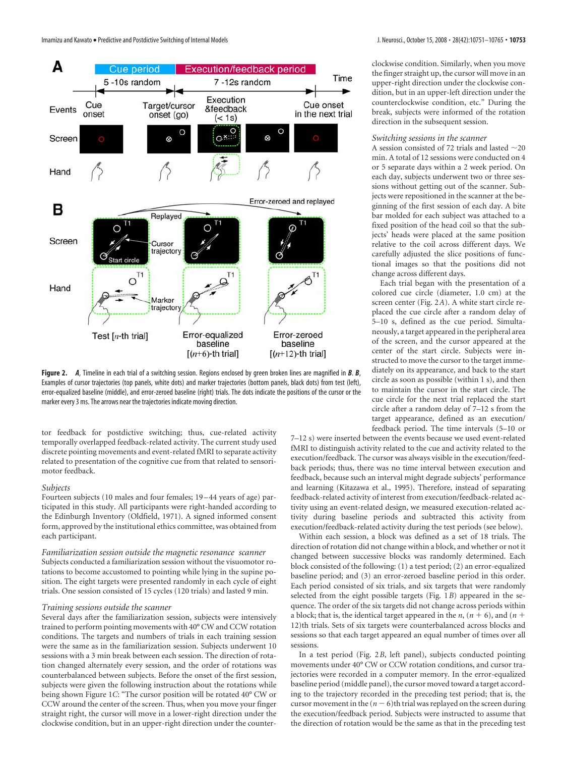**Figure 2.** ***A***, Timeline in each trial of a switching session. Regions enclosed by green broken lines are magnified in ***B***. ***B***, Examples of cursor trajectories (top panels, white dots) and marker trajectories (bottom panels, black dots) from test (left), error-equalized baseline (middle), and error-zeroed baseline (right) trials. The dots indicate the positions of the cursor or the marker every 3 ms. The arrows near the trajectories indicate moving direction.

tor feedback for postdictive switching; thus, cue-related activity temporally overlapped feedback-related activity. The current study used discrete pointing movements and event-related fMRI to separate activity related to presentation of the cognitive cue from that related to sensorimotor feedback.

### *Subjects*

Fourteen subjects (10 males and four females; 19–44 years of age) participated in this study. All participants were right-handed according to the Edinburgh Inventory (Oldfield, 1971). A signed informed consent form, approved by the institutional ethics committee, was obtained from each participant.

### *Familiarization session outside the magnetic resonance scanner*

Subjects conducted a familiarization session without the visuomotor rotations to become accustomed to pointing while lying in the supine position. The eight targets were presented randomly in each cycle of eight trials. One session consisted of 15 cycles (120 trials) and lasted 9 min.

### *Training sessions outside the scanner*

Several days after the familiarization session, subjects were intensively trained to perform pointing movements with 40° CW and CCW rotation conditions. The targets and numbers of trials in each training session were the same as in the familiarization session. Subjects underwent 10 sessions with a 3 min break between each session. The direction of rotation changed alternately every session, and the order of rotations was counterbalanced between subjects. Before the onset of the first session, subjects were given the following instruction about the rotations while being shown Figure 1*C*: "The cursor position will be rotated 40° CW or CCW around the center of the screen. Thus, when you move your finger straight right, the cursor will move in a lower-right direction under the clockwise condition, but in an upper-right direction under the counterclockwise condition. Similarly, when you move the finger straight up, the cursor will move in an upper-right direction under the clockwise condition, but in an upper-left direction under the counterclockwise condition, etc." During the break, subjects were informed of the rotation direction in the subsequent session.

### *Switching sessions in the scanner*

A session consisted of 72 trials and lasted ~20 min. A total of 12 sessions were conducted on 4 or 5 separate days within a 2 week period. On each day, subjects underwent two or three sessions without getting out of the scanner. Subjects were repositioned in the scanner at the beginning of the first session of each day. A bite bar molded for each subject was attached to a fixed position of the head coil so that the subjects' heads were placed at the same position relative to the coil across different days. We carefully adjusted the slice positions of functional images so that the positions did not change across different days.

Each trial began with the presentation of a colored cue circle (diameter, 1.0 cm) at the screen center (Fig. 2*A*). A white start circle replaced the cue circle after a random delay of 5–10 s, defined as the cue period. Simultaneously, a target appeared in the peripheral area of the screen, and the cursor appeared at the center of the start circle. Subjects were instructed to move the cursor to the target immediately on its appearance, and back to the start circle as soon as possible (within 1 s), and then to maintain the cursor in the start circle. The cue circle for the next trial replaced the start circle after a random delay of 7–12 s from the target appearance, defined as an execution/feedback period. The time intervals (5–10 or 7–12 s) were inserted between the events because we used event-related fMRI to distinguish activity related to the cue and activity related to the execution/feedback. The cursor was always visible in the execution/feedback periods; thus, there was no time interval between execution and feedback, because such an interval might degrade subjects' performance and learning (Kitazawa et al., 1995). Therefore, instead of separating feedback-related activity of interest from execution/feedback-related activity using an event-related design, we measured execution-related activity during baseline periods and subtracted this activity from execution/feedback-related activity during the test periods (see below).

Within each session, a block was defined as a set of 18 trials. The direction of rotation did not change within a block, and whether or not it changed between successive blocks was randomly determined. Each block consisted of the following: (1) a test period; (2) an error-equalized baseline period; and (3) an error-zeroed baseline period in this order. Each period consisted of six trials, and six targets that were randomly selected from the eight possible targets (Fig. 1*B*) appeared in the sequence. The order of the six targets did not change across periods within a block; that is, the identical target appeared in the $n$, $(n + 6)$, and $(n + 12)$th trials. Sets of six targets were counterbalanced across blocks and sessions so that each target appeared an equal number of times over all sessions.

In a test period (Fig. 2*B*, left panel), subjects conducted pointing movements under 40° CW or CCW rotation conditions, and cursor trajectories were recorded in a computer memory. In the error-equalized baseline period (middle panel), the cursor moved toward a target according to the trajectory recorded in the preceding test period; that is, the cursor movement in the $(n - 6)$th trial was replayed on the screen during the execution/feedback period. Subjects were instructed to assume that the direction of rotation would be the same as that in the preceding test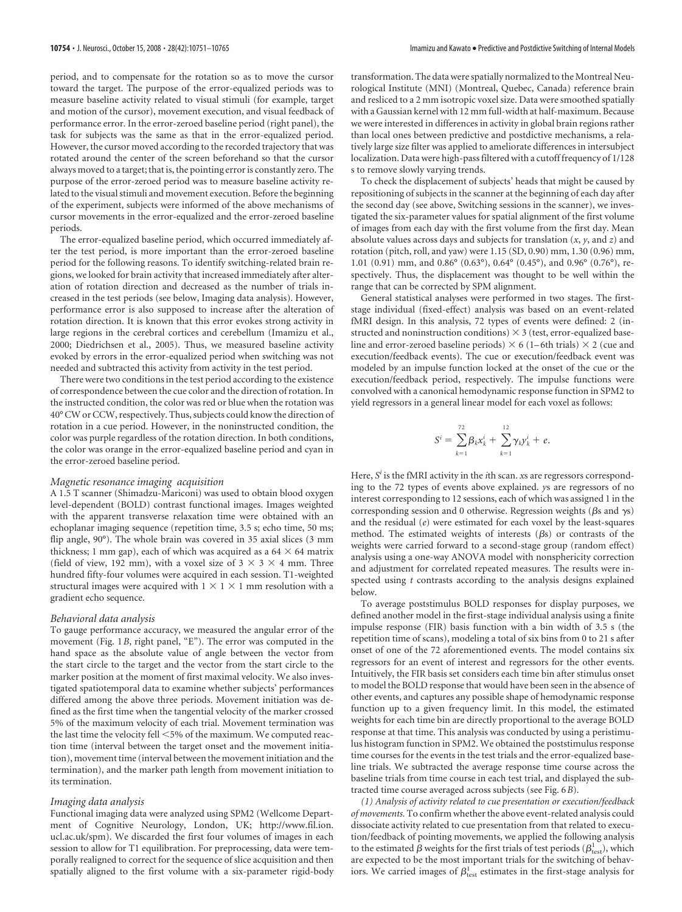period, and to compensate for the rotation so as to move the cursor toward the target. The purpose of the error-equalized periods was to measure baseline activity related to visual stimuli (for example, target and motion of the cursor), movement execution, and visual feedback of performance error. In the error-zeroed baseline period (right panel), the task for subjects was the same as that in the error-equalized period. However, the cursor moved according to the recorded trajectory that was rotated around the center of the screen beforehand so that the cursor always moved to a target; that is, the pointing error is constantly zero. The purpose of the error-zeroed period was to measure baseline activity related to the visual stimuli and movement execution. Before the beginning of the experiment, subjects were informed of the above mechanisms of cursor movements in the error-equalized and the error-zeroed baseline periods.

The error-equalized baseline period, which occurred immediately after the test period, is more important than the error-zeroed baseline period for the following reasons. To identify switching-related brain regions, we looked for brain activity that increased immediately after alteration of rotation direction and decreased as the number of trials increased in the test periods (see below, Imaging data analysis). However, performance error is also supposed to increase after the alteration of rotation direction. It is known that this error evokes strong activity in large regions in the cerebral cortices and cerebellum (Imamizu et al., 2000; Diedrichsen et al., 2005). Thus, we measured baseline activity evoked by errors in the error-equalized period when switching was not needed and subtracted this activity from activity in the test period.

There were two conditions in the test period according to the existence of correspondence between the cue color and the direction of rotation. In the instructed condition, the color was red or blue when the rotation was 40° CW or CCW, respectively. Thus, subjects could know the direction of rotation in a cue period. However, in the noninstructed condition, the color was purple regardless of the rotation direction. In both conditions, the color was orange in the error-equalized baseline period and cyan in the error-zeroed baseline period.

*Magnetic resonance imaging acquisition*

A 1.5 T scanner (Shimadzu-Mariconi) was used to obtain blood oxygen level-dependent (BOLD) contrast functional images. Images weighted with the apparent transverse relaxation time were obtained with an echoplanar imaging sequence (repetition time, 3.5 s; echo time, 50 ms; flip angle, 90°). The whole brain was covered in 35 axial slices (3 mm thickness; 1 mm gap), each of which was acquired as a 64 × 64 matrix (field of view, 192 mm), with a voxel size of 3 × 3 × 4 mm. Three hundred fifty-four volumes were acquired in each session. T1-weighted structural images were acquired with 1 × 1 × 1 mm resolution with a gradient echo sequence.

*Behavioral data analysis*

To gauge performance accuracy, we measured the angular error of the movement (Fig. 1*B*, right panel, "E"). The error was computed in the hand space as the absolute value of angle between the vector from the start circle to the target and the vector from the start circle to the marker position at the moment of first maximal velocity. We also investigated spatiotemporal data to examine whether subjects' performances differed among the above three periods. Movement initiation was defined as the first time when the tangential velocity of the marker crossed 5% of the maximum velocity of each trial. Movement termination was the last time the velocity fell <5% of the maximum. We computed reaction time (interval between the target onset and the movement initiation), movement time (interval between the movement initiation and the termination), and the marker path length from movement initiation to its termination.

*Imaging data analysis*

Functional imaging data were analyzed using SPM2 (Wellcome Department of Cognitive Neurology, London, UK; http://www.fil.ion.ucl.ac.uk/spm). We discarded the first four volumes of images in each session to allow for T1 equilibration. For preprocessing, data were temporally realigned to correct for the sequence of slice acquisition and then spatially aligned to the first volume with a six-parameter rigid-body transformation. The data were spatially normalized to the Montreal Neurological Institute (MNI) (Montreal, Quebec, Canada) reference brain and resliced to a 2 mm isotropic voxel size. Data were smoothed spatially with a Gaussian kernel with 12 mm full-width at half-maximum. Because we were interested in differences in activity in global brain regions rather than local ones between predictive and postdictive mechanisms, a relatively large size filter was applied to ameliorate differences in intersubject localization. Data were high-pass filtered with a cutoff frequency of 1/128 s to remove slowly varying trends.

To check the displacement of subjects' heads that might be caused by repositioning of subjects in the scanner at the beginning of each day after the second day (see above, Switching sessions in the scanner), we investigated the six-parameter values for spatial alignment of the first volume of images from each day with the first volume from the first day. Mean absolute values across days and subjects for translation ($x$, $y$, and $z$) and rotation (pitch, roll, and yaw) were 1.15 (SD, 0.90) mm, 1.30 (0.96) mm, 1.01 (0.91) mm, and 0.86° (0.63°), 0.64° (0.45°), and 0.96° (0.76°), respectively. Thus, the displacement was thought to be well within the range that can be corrected by SPM alignment.

General statistical analyses were performed in two stages. The first-stage individual (fixed-effect) analysis was based on an event-related fMRI design. In this analysis, 72 types of events were defined: 2 (instructed and noninstruction conditions) × 3 (test, error-equalized baseline and error-zeroed baseline periods) × 6 (1–6th trials) × 2 (cue and execution/feedback events). The cue or execution/feedback event was modeled by an impulse function locked at the onset of the cue or the execution/feedback period, respectively. The impulse functions were convolved with a canonical hemodynamic response function in SPM2 to yield regressors in a general linear model for each voxel as follows:

$$S^i = \sum_{k=1}^{72} \beta_k x_k^i + \sum_{k=1}^{12} \gamma_k y_k^i + e.$$

Here, $S^i$ is the fMRI activity in the $i$th scan. $x$s are regressors corresponding to the 72 types of events above explained. $y$s are regressors of no interest corresponding to 12 sessions, each of which was assigned 1 in the corresponding session and 0 otherwise. Regression weights ($\beta$s and $\gamma$s) and the residual ($e$) were estimated for each voxel by the least-squares method. The estimated weights of interests ($\beta$s) or contrasts of the weights were carried forward to a second-stage group (random effect) analysis using a one-way ANOVA model with nonsphericity correction and adjustment for correlated repeated measures. The results were inspected using $t$ contrasts according to the analysis designs explained below.

To average poststimulus BOLD responses for display purposes, we defined another model in the first-stage individual analysis using a finite impulse response (FIR) basis function with a bin width of 3.5 s (the repetition time of scans), modeling a total of six bins from 0 to 21 s after onset of one of the 72 aforementioned events. The model contains six regressors for an event of interest and regressors for the other events. Intuitively, the FIR basis set considers each time bin after stimulus onset to model the BOLD response that would have been seen in the absence of other events, and captures any possible shape of hemodynamic response function up to a given frequency limit. In this model, the estimated weights for each time bin are directly proportional to the average BOLD response at that time. This analysis was conducted by using a peristimulus histogram function in SPM2. We obtained the poststimulus response time courses for the events in the test trials and the error-equalized baseline trials. We subtracted the average response time course across the baseline trials from time course in each test trial, and displayed the subtracted time course averaged across subjects (see Fig. 6*B*).

*(1) Analysis of activity related to cue presentation or execution/feedback of movements.* To confirm whether the above event-related analysis could dissociate activity related to cue presentation from that related to execution/feedback of pointing movements, we applied the following analysis to the estimated $\beta$ weights for the first trials of test periods ($\beta^1_{\text{test}}$), which are expected to be the most important trials for the switching of behaviors. We carried images of $\beta^1_{\text{test}}$ estimates in the first-stage analysis for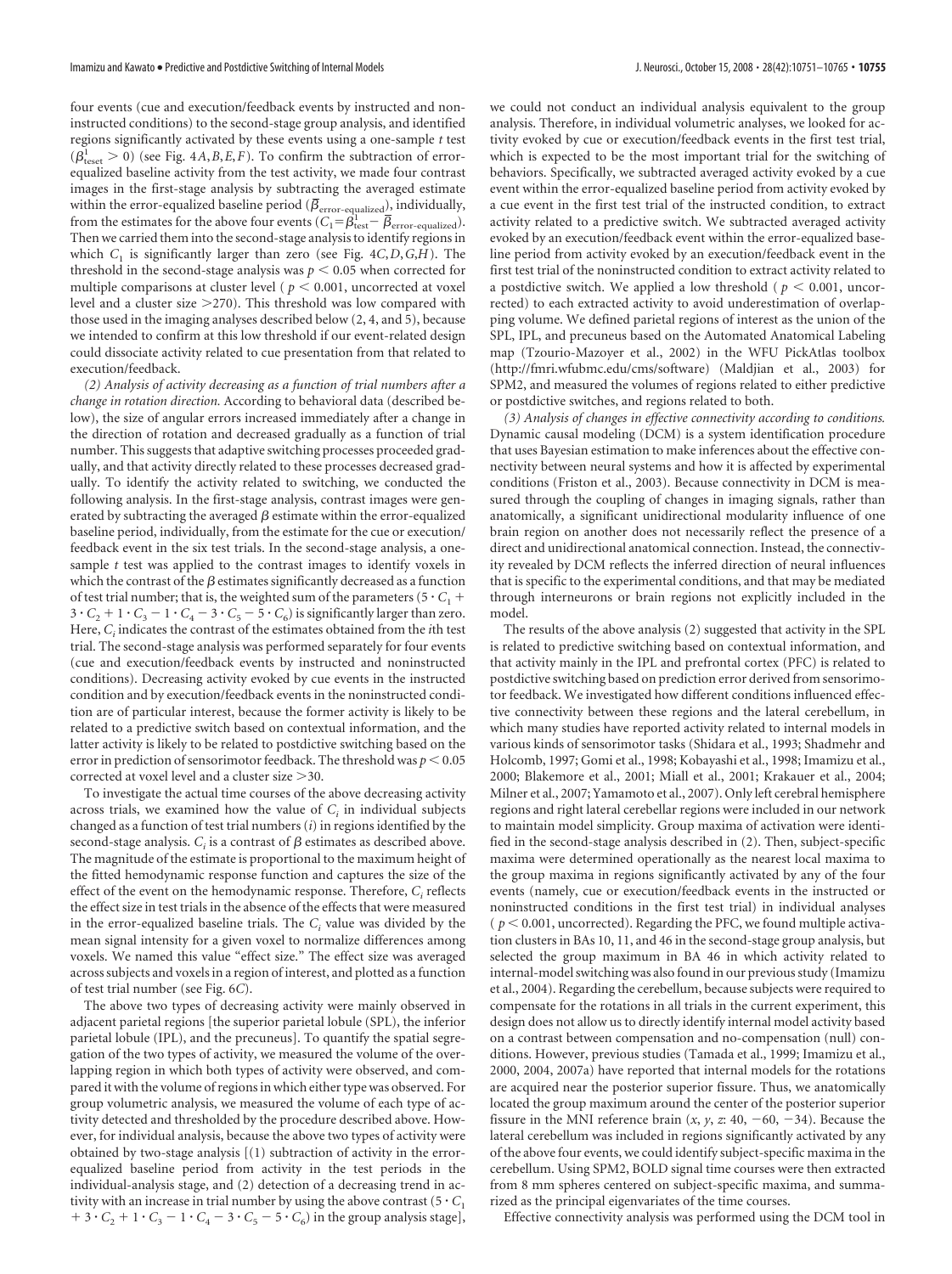four events (cue and execution/feedback events by instructed and noninstructed conditions) to the second-stage group analysis, and identified regions significantly activated by these events using a one-sample *t* test ($\beta^1_{\text{teset}} > 0$) (see Fig. 4*A*,*B*,*E*,*F*). To confirm the subtraction of error-equalized baseline activity from the test activity, we made four contrast images in the first-stage analysis by subtracting the averaged estimate within the error-equalized baseline period ($\overline{\beta}_{\text{error-equalized}}$), individually, from the estimate for the above four events ($C_1 = \beta^1_{\text{test}} - \overline{\beta}_{\text{error-equalized}}$). Then we carried them into the second-stage analysis to identify regions in which $C_1$ is significantly larger than zero (see Fig. 4*C*,*D*,*G*,*H*). The threshold in the second-stage analysis was $p < 0.05$ when corrected for multiple comparisons at cluster level ($p < 0.001$, uncorrected at voxel level and a cluster size >270). This threshold was low compared with those used in the imaging analyses described below (2, 4, and 5), because we intended to confirm at this low threshold if our event-related design could dissociate activity related to cue presentation from that related to execution/feedback.

*(2) Analysis of activity decreasing as a function of trial numbers after a change in rotation direction.* According to behavioral data (described below), the size of angular errors increased immediately after a change in the direction of rotation and decreased gradually as a function of trial number. This suggests that adaptive switching processes proceeded gradually, and that activity directly related to these processes decreased gradually. To identify the activity related to switching, we conducted the following analysis. In the first-stage analysis, contrast images were generated by subtracting the averaged $\beta$ estimate within the error-equalized baseline period, individually, from the estimate for the cue or execution/feedback event in the six test trials. In the second-stage analysis, a one-sample *t* test was applied to the contrast images to identify voxels in which the contrast of the $\beta$ estimates significantly decreased as a function of test trial number; that is, the weighted sum of the parameters ($5 \cdot C_1 + 3 \cdot C_2 + 1 \cdot C_3 - 1 \cdot C_4 - 3 \cdot C_5 - 5 \cdot C_6$) is significantly larger than zero. Here, $C_i$ indicates the contrast of the estimates obtained from the *i*th test trial. The second-stage analysis was performed separately for four events (cue and execution/feedback events by instructed and noninstructed conditions). Decreasing activity evoked by cue events in the instructed condition and by execution/feedback events in the noninstructed condition are of particular interest, because the former activity is likely to be related to a predictive switch based on contextual information, and the latter activity is likely to be related to postdictive switching based on the error in prediction of sensorimotor feedback. The threshold was $p < 0.05$ corrected at voxel level and a cluster size >30.

To investigate the actual time courses of the above decreasing activity across trials, we examined how the value of $C_i$ in individual subjects changed as a function of test trial numbers (*i*) in regions identified by the second-stage analysis. $C_i$ is a contrast of $\beta$ estimates as described above. The magnitude of the estimate is proportional to the maximum height of the fitted hemodynamic response function and captures the size of the effect of the event on the hemodynamic response. Therefore, $C_i$ reflects the effect size in test trials in the absence of the effects that were measured in the error-equalized baseline trials. The $C_i$ value was divided by the mean signal intensity for a given voxel to normalize differences among voxels. We named this value "effect size." The effect size was averaged across subjects and voxels in a region of interest, and plotted as a function of test trial number (see Fig. 6*C*).

The above two types of decreasing activity were mainly observed in adjacent parietal regions [the superior parietal lobule (SPL), the inferior parietal lobule (IPL), and the precuneus]. To quantify the spatial segregation of the two types of activity, we measured the volume of the overlapping region in which both types of activity were observed, and compared it with the volume of regions in which either type was observed. For group volumetric analysis, we measured the volume of each type of activity detected and thresholded by the procedure described above. However, for individual analysis, because the above two types of activity were obtained by two-stage analysis [(1) subtraction of activity in the error-equalized baseline period from activity in the test periods in the individual-analysis stage, and (2) detection of a decreasing trend in activity with an increase in trial number by using the above contrast ($5 \cdot C_1 + 3 \cdot C_2 + 1 \cdot C_3 - 1 \cdot C_4 - 3 \cdot C_5 - 5 \cdot C_6$) in the group analysis stage], we could not conduct an individual analysis equivalent to the group analysis. Therefore, in individual volumetric analyses, we looked for activity evoked by cue or execution/feedback events in the first test trial, which is expected to be the most important trial for the switching of behaviors. Specifically, we subtracted averaged activity evoked by a cue event within the error-equalized baseline period from activity evoked by a cue event in the first test trial of the instructed condition, to extract activity related to a predictive switch. We subtracted averaged activity evoked by an execution/feedback event within the error-equalized baseline period from activity evoked by an execution/feedback event in the first test trial of the noninstructed condition to extract activity related to a postdictive switch. We applied a low threshold ($p < 0.001$, uncorrected) to each extracted activity to avoid underestimation of overlapping volume. We defined parietal regions of interest as the union of the SPL, IPL, and precuneus based on the Automated Anatomical Labeling map (Tzourio-Mazoyer et al., 2002) in the WFU PickAtlas toolbox (http://fmri.wfubmc.edu/cms/software) (Maldjian et al., 2003) for SPM2, and measured the volumes of regions related to either predictive or postdictive switches, and regions related to both.

*(3) Analysis of changes in effective connectivity according to conditions.* Dynamic causal modeling (DCM) is a system identification procedure that uses Bayesian estimation to make inferences about the effective connectivity between neural systems and how it is affected by experimental conditions (Friston et al., 2003). Because connectivity in DCM is measured through the coupling of changes in imaging signals, rather than anatomically, a significant unidirectional modularity influence of one brain region on another does not necessarily reflect the presence of a direct and unidirectional anatomical connection. Instead, the connectivity revealed by DCM reflects the inferred direction of neural influences that is specific to the experimental conditions, and that may be mediated through interneurons or brain regions not explicitly included in the model.

The results of the above analysis (2) suggested that activity in the SPL is related to predictive switching based on contextual information, and that activity mainly in the IPL and prefrontal cortex (PFC) is related to postdictive switching based on prediction error derived from sensorimotor feedback. We investigated how different conditions influenced effective connectivity between these regions and the lateral cerebellum, in which many studies have reported activity related to internal models in various kinds of sensorimotor tasks (Shidara et al., 1993; Shadmehr and Holcomb, 1997; Gomi et al., 1998; Kobayashi et al., 1998; Imamizu et al., 2000; Blakemore et al., 2001; Miall et al., 2001; Krakauer et al., 2004; Milner et al., 2007; Yamamoto et al., 2007). Only left cerebral hemisphere regions and right lateral cerebellar regions were included in our network to maintain model simplicity. Group maxima of activation were identified in the second-stage analysis described in (2). Then, subject-specific maxima were determined operationally as the nearest local maxima to the group maxima in regions significantly activated by any of the four events (namely, cue or execution/feedback events in the instructed or noninstructed conditions in the first test trial) in individual analyses ($p < 0.001$, uncorrected). Regarding the PFC, we found multiple activation clusters in BAs 10, 11, and 46 in the second-stage group analysis, but selected the group maximum in BA 46 in which activity related to internal-model switching was also found in our previous study (Imamizu et al., 2004). Regarding the cerebellum, because subjects were required to compensate for the rotations in all trials in the current experiment, this design does not allow us to directly identify internal model activity based on a contrast between compensation and no-compensation (null) conditions. However, previous studies (Tamada et al., 1999; Imamizu et al., 2000, 2004, 2007a) have reported that internal models for the rotations are acquired near the posterior superior fissure. Thus, we anatomically located the group maximum around the center of the posterior superior fissure in the MNI reference brain (*x*, *y*, *z*: 40, −60, −34). Because the lateral cerebellum was included in regions significantly activated by any of the above four events, we could identify subject-specific maxima in the cerebellum. Using SPM2, BOLD signal time courses were then extracted from 8 mm spheres centered on subject-specific maxima, and summarized as the principal eigenvariates of the time courses.

Effective connectivity analysis was performed using the DCM tool in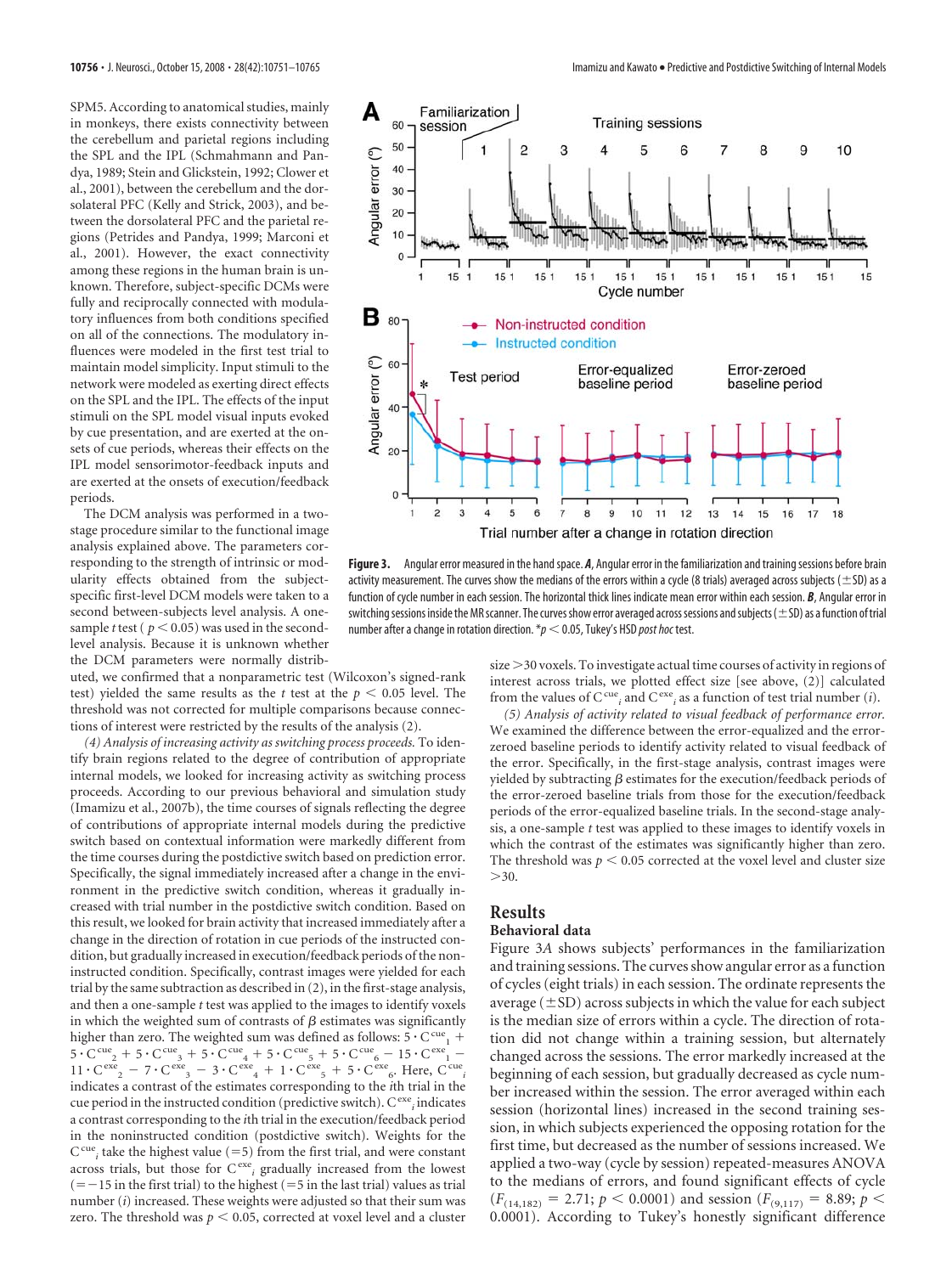SPM5. According to anatomical studies, mainly in monkeys, there exists connectivity between the cerebellum and parietal regions including the SPL and the IPL (Schmahmann and Pandya, 1989; Stein and Glickstein, 1992; Clower et al., 2001), between the cerebellum and the dorsolateral PFC (Kelly and Strick, 2003), and between the dorsolateral PFC and the parietal regions (Petrides and Pandya, 1999; Marconi et al., 2001). However, the exact connectivity among these regions in the human brain is unknown. Therefore, subject-specific DCMs were fully and reciprocally connected with modulatory influences from both conditions specified on all of the connections. The modulatory influences were modeled in the first test trial to maintain model simplicity. Input stimuli to the network were modeled as exerting direct effects on the SPL and the IPL. The effects of the input stimuli on the SPL model visual inputs evoked by cue presentation, and are exerted at the onsets of cue periods, whereas their effects on the IPL model sensorimotor-feedback inputs and are exerted at the onsets of execution/feedback periods.

The DCM analysis was performed in a two-stage procedure similar to the functional image analysis explained above. The parameters corresponding to the strength of intrinsic or modularity effects obtained from the subject-specific first-level DCM models were taken to a second between-subjects level analysis. A one-sample *t* test ($p < 0.05$) was used in the second-level analysis. Because it is unknown whether the DCM parameters were normally distributed, we confirmed that a nonparametric test (Wilcoxon's signed-rank test) yielded the same results as the *t* test at the $p < 0.05$ level. The threshold was not corrected for multiple comparisons because connections of interest were restricted by the results of the analysis (2).

*(4) Analysis of increasing activity as switching process proceeds.* To identify brain regions related to the degree of contribution of appropriate internal models, we looked for increasing activity as switching process proceeds. According to our previous behavioral and simulation study (Imamizu et al., 2007b), the time courses of signals reflecting the degree of contributions of appropriate internal models during the predictive switch based on contextual information were markedly different from the time courses during the postdictive switch based on prediction error. Specifically, the signal immediately increased after a change in the environment in the predictive switch condition, whereas it gradually increased with trial number in the postdictive switch condition. Based on this result, we looked for brain activity that increased immediately after a change in the direction of rotation in cue periods of the instructed condition, but gradually increased in execution/feedback periods of the noninstructed condition. Specifically, contrast images were yielded for each trial by the same subtraction as described in (2), in the first-stage analysis, and then a one-sample *t* test was applied to the images to identify voxels in which the weighted sum of contrasts of $\beta$ estimates was significantly higher than zero. The weighted sum was defined as follows: $5 \cdot C^{cue}_1 + 5 \cdot C^{cue}_2 + 5 \cdot C^{cue}_3 + 5 \cdot C^{cue}_4 + 5 \cdot C^{cue}_5 + 5 \cdot C^{cue}_6 - 15 \cdot C^{exe}_1 - 11 \cdot C^{exe}_2 - 7 \cdot C^{exe}_3 - 3 \cdot C^{exe}_4 + 1 \cdot C^{exe}_5 + 5 \cdot C^{exe}_6$. Here, $C^{cue}_i$ indicates a contrast of the estimates corresponding to the *i*th trial in the cue period in the instructed condition (predictive switch). $C^{exe}_i$ indicates a contrast corresponding to the *i*th trial in the execution/feedback period in the noninstructed condition (postdictive switch). Weights for the $C^{cue}_i$ take the highest value (=5) from the first trial, and were constant across trials, but those for $C^{exe}_i$ gradually increased from the lowest (=−15 in the first trial) to the highest (=5 in the last trial) values as trial number (*i*) increased. These weights were adjusted so that their sum was zero. The threshold was $p < 0.05$, corrected at voxel level and a cluster size >30 voxels. To investigate actual time courses of activity in regions of interest across trials, we plotted effect size [see above, (2)] calculated from the values of $C^{cue}_i$ and $C^{exe}_i$ as a function of test trial number (*i*).

*(5) Analysis of activity related to visual feedback of performance error.* We examined the difference between the error-equalized and the error-zeroed baseline periods to identify activity related to visual feedback of the error. Specifically, in the first-stage analysis, contrast images were yielded by subtracting $\beta$ estimates for the execution/feedback periods of the error-zeroed baseline trials from those for the execution/feedback periods of the error-equalized baseline trials. In the second-stage analysis, a one-sample *t* test was applied to these images to identify voxels in which the contrast of the estimates was significantly higher than zero. The threshold was $p < 0.05$ corrected at the voxel level and cluster size >30.

**Figure 3.** Angular error measured in the hand space. ***A***, Angular error in the familiarization and training sessions before brain activity measurement. The curves show the medians of the errors within a cycle (8 trials) averaged across subjects (±SD) as a function of cycle number in each session. The horizontal thick lines indicate mean error within each session. ***B***, Angular error in switching sessions inside the MR scanner. The curves show error averaged across sessions and subjects (±SD) as a function of trial number after a change in rotation direction. $*p < 0.05$, Tukey's HSD *post hoc* test.

## Results

### Behavioral data

Figure 3*A* shows subjects' performances in the familiarization and training sessions. The curves show angular error as a function of cycles (eight trials) in each session. The ordinate represents the average (±SD) across subjects in which the value for each subject is the median size of errors within a cycle. The direction of rotation did not change within a training session, but alternately changed across the sessions. The error markedly increased at the beginning of each session, but gradually decreased as cycle number increased within the session. The error averaged within each session (horizontal lines) increased in the second training session, in which subjects experienced the opposing rotation for the first time, but decreased as the number of sessions increased. We applied a two-way (cycle by session) repeated-measures ANOVA to the medians of errors, and found significant effects of cycle ($F_{(14,182)} = 2.71$; $p < 0.0001$) and session ($F_{(9,117)} = 8.89$; $p < 0.0001$). According to Tukey's honestly significant difference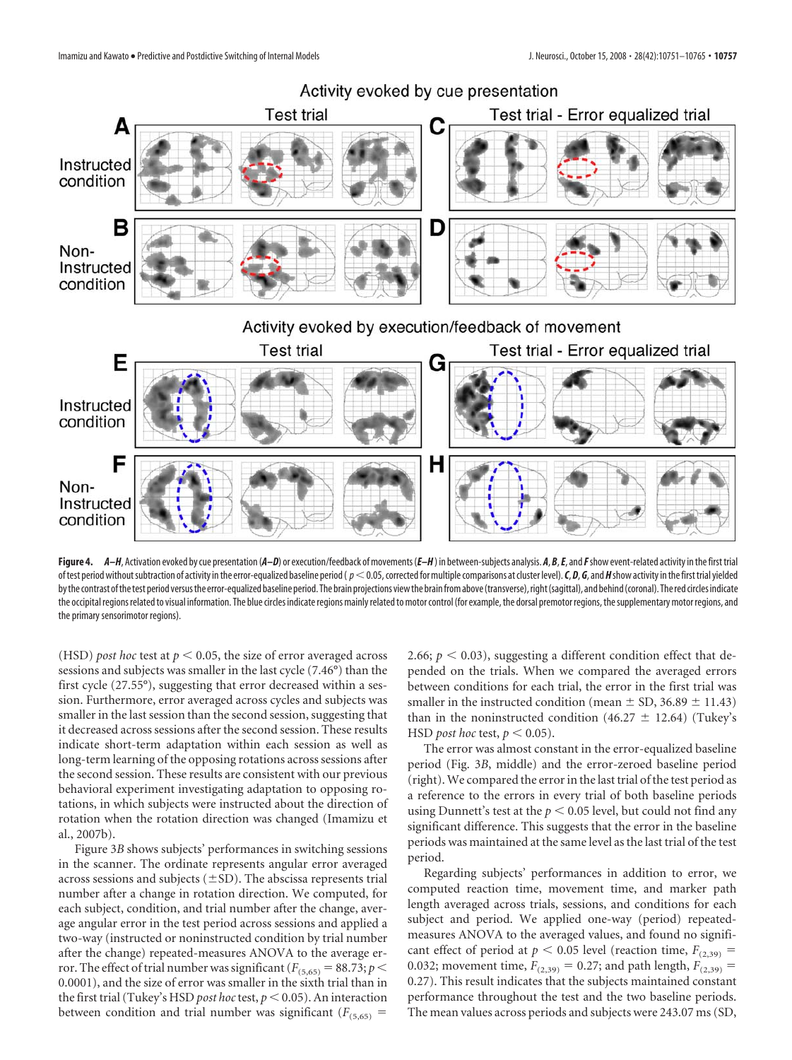**Figure 4.** ***A–H***, Activation evoked by cue presentation (***A–D***) or execution/feedback of movements (***E–H***) in between-subjects analysis. ***A***, ***B***, ***E***, and ***F*** show event-related activity in the first trial of test period without subtraction of activity in the error-equalized baseline period ($p < 0.05$, corrected for multiple comparisons at cluster level). ***C***, ***D***, ***G***, and ***H*** show activity in the first trial yielded by the contrast of the test period versus the error-equalized baseline period. The brain projections view the brain from above (transverse), right (sagittal), and behind (coronal). The red circles indicate the occipital regions related to visual information. The blue circles indicate regions mainly related to motor control (for example, the dorsal premotor regions, the supplementary motor regions, and the primary sensorimotor regions).

(HSD) *post hoc* test at $p < 0.05$, the size of error averaged across sessions and subjects was smaller in the last cycle (7.46°) than the first cycle (27.55°), suggesting that error decreased within a session. Furthermore, error averaged across cycles and subjects was smaller in the last session than the second session, suggesting that it decreased across sessions after the second session. These results indicate short-term adaptation within each session as well as long-term learning of the opposing rotations across sessions after the second session. These results are consistent with our previous behavioral experiment investigating adaptation to opposing rotations, in which subjects were instructed about the direction of rotation when the rotation direction was changed (Imamizu et al., 2007b).

Figure 3*B* shows subjects' performances in switching sessions in the scanner. The ordinate represents angular error averaged across sessions and subjects (±SD). The abscissa represents trial number after a change in rotation direction. We computed, for each subject, condition, and trial number after the change, average angular error in the test period across sessions and applied a two-way (instructed or noninstructed condition by trial number after the change) repeated-measures ANOVA to the average error. The effect of trial number was significant ($F_{(5,65)} = 88.73$; $p < 0.0001$), and the size of error was smaller in the sixth trial than in the first trial (Tukey's HSD *post hoc* test, $p < 0.05$). An interaction between condition and trial number was significant ($F_{(5,65)} = 2.66$; $p < 0.03$), suggesting a different condition effect that depended on the trials. When we compared the averaged errors between conditions for each trial, the error in the first trial was smaller in the instructed condition (mean ± SD, 36.89 ± 11.43) than in the noninstructed condition (46.27 ± 12.64) (Tukey's HSD *post hoc* test, $p < 0.05$).

The error was almost constant in the error-equalized baseline period (Fig. 3*B*, middle) and the error-zeroed baseline period (right). We compared the error in the last trial of the test period as a reference to the errors in every trial of both baseline periods using Dunnett's test at the $p < 0.05$ level, but could not find any significant difference. This suggests that the error in the baseline periods was maintained at the same level as the last trial of the test period.

Regarding subjects' performances in addition to error, we computed reaction time, movement time, and marker path length averaged across trials, sessions, and conditions for each subject and period. We applied one-way (period) repeated-measures ANOVA to the averaged values, and found no significant effect of period at $p < 0.05$ level (reaction time, $F_{(2,39)} = 0.032$; movement time, $F_{(2,39)} = 0.27$; and path length, $F_{(2,39)} = 0.27$). This result indicates that the subjects maintained constant performance throughout the test and the two baseline periods. The mean values across periods and subjects were 243.07 ms (SD,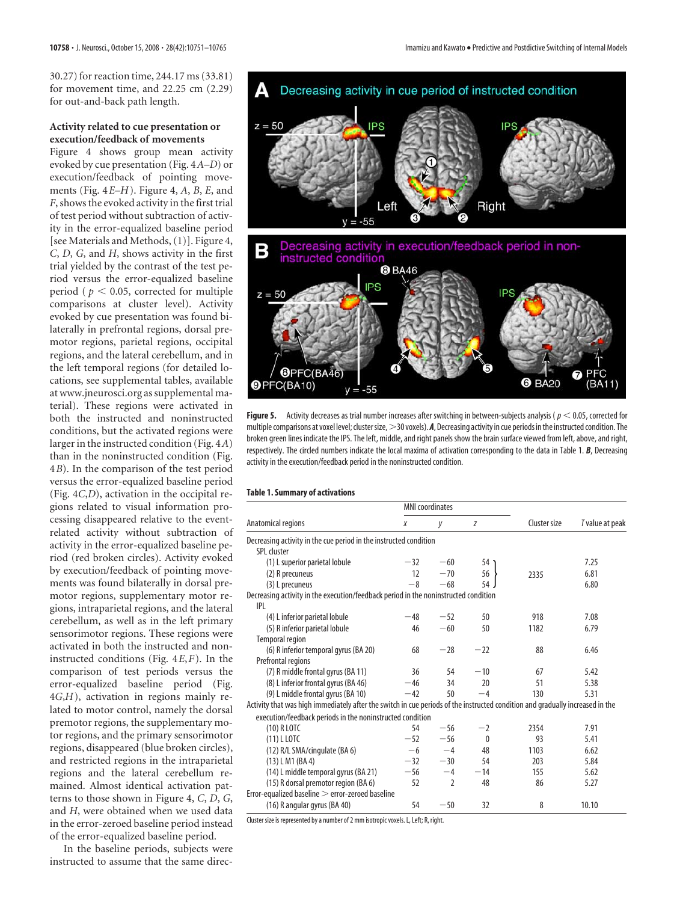30.27) for reaction time, 244.17 ms (33.81) for movement time, and 22.25 cm (2.29) for out-and-back path length.

### Activity related to cue presentation or execution/feedback of movements

Figure 4 shows group mean activity evoked by cue presentation (Fig. 4*A*–*D*) or execution/feedback of pointing movements (Fig. 4*E*–*H*). Figure 4, *A*, *B*, *E*, and *F*, shows the evoked activity in the first trial of test period without subtraction of activity in the error-equalized baseline period [see Materials and Methods, (1)]. Figure 4, *C*, *D*, *G*, and *H*, shows activity in the first trial yielded by the contrast of the test period versus the error-equalized baseline period ($p < 0.05$, corrected for multiple comparisons at cluster level). Activity evoked by cue presentation was found bilaterally in prefrontal regions, dorsal premotor regions, parietal regions, occipital regions, and the lateral cerebellum, and in the left temporal regions (for detailed locations, see supplemental tables, available at www.jneurosci.org as supplemental material). These regions were activated in both the instructed and noninstructed conditions, but the activated regions were larger in the instructed condition (Fig. 4*A*) than in the noninstructed condition (Fig. 4*B*). In the comparison of the test period versus the error-equalized baseline period (Fig. 4*C*,*D*), activation in the occipital regions related to visual information processing disappeared relative to the event-related activity without subtraction of activity in the error-equalized baseline period (red broken circles). Activity evoked by execution/feedback of pointing movements was found bilaterally in dorsal premotor regions, supplementary motor regions, intraparietal regions, and the lateral cerebellum, as well as in the left primary sensorimotor regions. These regions were activated in both the instructed and noninstructed conditions (Fig. 4*E*,*F*). In the comparison of test periods versus the error-equalized baseline period (Fig. 4*G*,*H*), activation in regions mainly related to motor control, namely the dorsal premotor regions, the supplementary motor regions, and the primary sensorimotor regions, disappeared (blue broken circles), and restricted regions in the intraparietal regions and the lateral cerebellum remained. Almost identical activation patterns to those shown in Figure 4, *C*, *D*, *G*, and *H*, were obtained when we used data in the error-zeroed baseline period instead of the error-equalized baseline period.

In the baseline periods, subjects were instructed to assume that the same direc-

**Figure 5.** Activity decreases as trial number increases after switching in between-subjects analysis ($p < 0.05$, corrected for multiple comparisons at voxel level; cluster size, >30 voxels). ***A***, Decreasing activity in cue periods in the instructed condition. The broken green lines indicate the IPS. The left, middle, and right panels show the brain surface viewed from left, above, and right, respectively. The circled numbers indicate the local maxima of activation corresponding to the data in Table 1. ***B***, Decreasing activity in the execution/feedback period in the noninstructed condition.

**Table 1. Summary of activations**

| Anatomical regions | MNI coordinates *x* | *y* | *z* | Cluster size | *T* value at peak |
|---|---|---|---|---|---|
| Decreasing activity in the cue period in the instructed condition | | | | | |
| SPL cluster | | | | | |
| (1) L superior parietal lobule | −32 | −60 | 54 | 2335 | 7.25 |
| (2) R precuneus | 12 | −70 | 56 | | 6.81 |
| (3) L precuneus | −8 | −68 | 54 | | 6.80 |
| Decreasing activity in the execution/feedback period in the noninstructed condition | | | | | |
| IPL | | | | | |
| (4) L inferior parietal lobule | −48 | −52 | 50 | 918 | 7.08 |
| (5) R inferior parietal lobule | 46 | −60 | 50 | 1182 | 6.79 |
| Temporal region | | | | | |
| (6) R inferior temporal gyrus (BA 20) | 68 | −28 | −22 | 88 | 6.46 |
| Prefrontal regions | | | | | |
| (7) R middle frontal gyrus (BA 11) | 36 | 54 | −10 | 67 | 5.42 |
| (8) L inferior frontal gyrus (BA 46) | −46 | 34 | 20 | 51 | 5.38 |
| (9) L middle frontal gyrus (BA 10) | −42 | 50 | −4 | 130 | 5.31 |
| Activity that was high immediately after the switch in cue periods of the instructed condition and gradually increased in the execution/feedback periods in the noninstructed condition | | | | | |
| (10) R LOTC | 54 | −56 | −2 | 2354 | 7.91 |
| (11) L LOTC | −52 | −56 | 0 | 93 | 5.41 |
| (12) R/L SMA/cingulate (BA 6) | −6 | −4 | 48 | 1103 | 6.62 |
| (13) L M1 (BA 4) | −32 | −30 | 54 | 203 | 5.84 |
| (14) L middle temporal gyrus (BA 21) | −56 | −4 | −14 | 155 | 5.62 |
| (15) R dorsal premotor region (BA 6) | 52 | 2 | 48 | 86 | 5.27 |
| Error-equalized baseline > error-zeroed baseline | | | | | |
| (16) R angular gyrus (BA 40) | 54 | −50 | 32 | 8 | 10.10 |

Cluster size is represented by a number of 2 mm isotropic voxels. L, Left; R, right.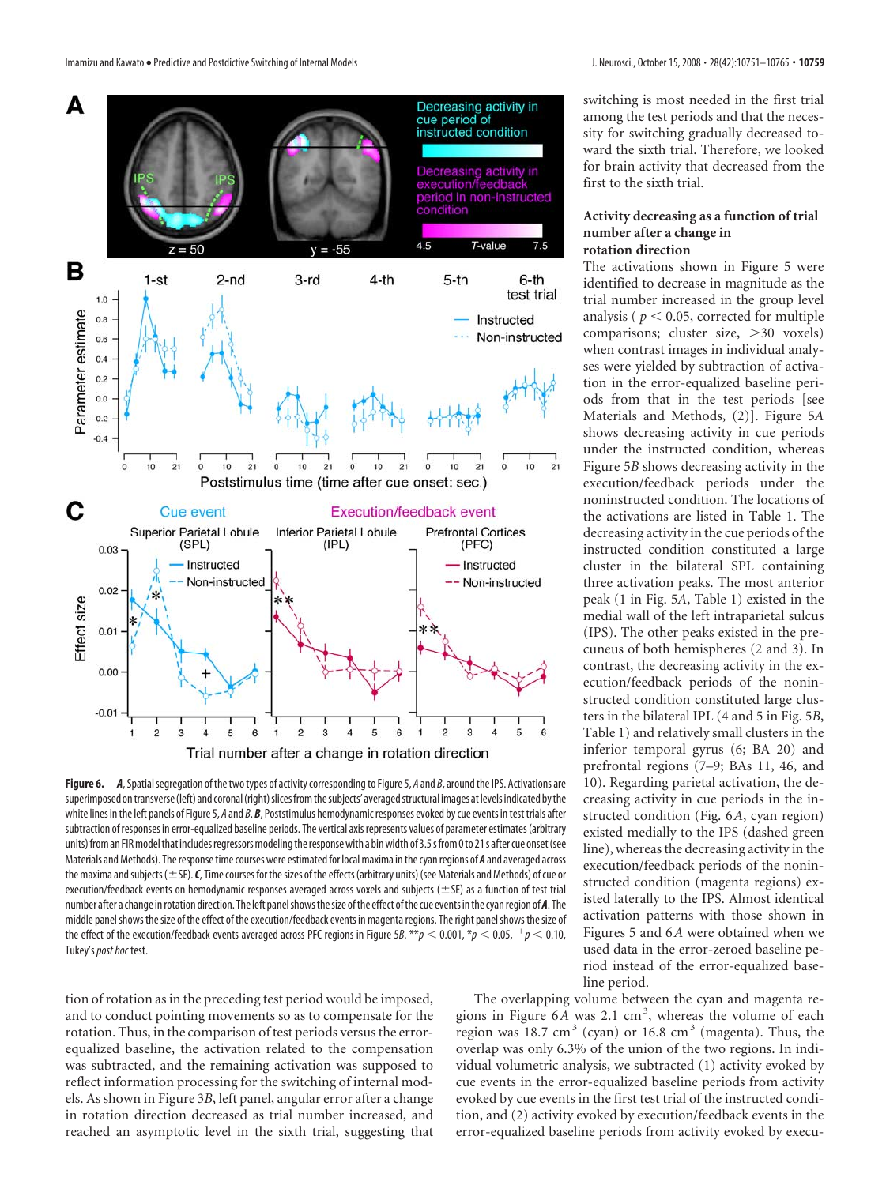**Figure 6.** ***A***, Spatial segregation of the two types of activity corresponding to Figure 5, *A* and *B*, around the IPS. Activations are superimposed on transverse (left) and coronal (right) slices from the subjects' averaged structural images at levels indicated by the white lines in the left panels of Figure 5, *A* and *B*. ***B***, Poststimulus hemodynamic responses evoked by cue events in test trials after subtraction of responses in error-equalized baseline periods. The vertical axis represents values of parameter estimates (arbitrary units) from an FIR model that includes regressors modeling the response with a bin width of 3.5 s from 0 to 21 s after cue onset (see Materials and Methods). The response time courses were estimated for local maxima in the cyan regions of ***A*** and averaged across the maxima and subjects (±SE). ***C***, Time courses for the sizes of the effects (arbitrary units) (see Materials and Methods) of cue or execution/feedback events on hemodynamic responses averaged across voxels and subjects (±SE) as a function of test trial number after a change in rotation direction. The left panel shows the size of the effect of the cue events in the cyan region of ***A***. The middle panel shows the size of the effect of the execution/feedback events in magenta regions. The right panel shows the size of the effect of the execution/feedback events averaged across PFC regions in Figure 5*B*. \*\*$p < 0.001$, \*$p < 0.05$, $^{+}p < 0.10$, Tukey's *post hoc* test.

tion of rotation as in the preceding test period would be imposed, and to conduct pointing movements so as to compensate for the rotation. Thus, in the comparison of test periods versus the error-equalized baseline, the activation related to the compensation was subtracted, and the remaining activation was supposed to reflect information processing for the switching of internal models. As shown in Figure 3*B*, left panel, angular error after a change in rotation direction decreased as trial number increased, and reached an asymptotic level in the sixth trial, suggesting that switching is most needed in the first trial among the test periods and that the necessity for switching gradually decreased toward the sixth trial. Therefore, we looked for brain activity that decreased from the first to the sixth trial.

### Activity decreasing as a function of trial number after a change in rotation direction

The activations shown in Figure 5 were identified to decrease in magnitude as the trial number increased in the group level analysis ($p < 0.05$, corrected for multiple comparisons; cluster size, >30 voxels) when contrast images in individual analyses were yielded by subtraction of activation in the error-equalized baseline periods from that in the test periods [see Materials and Methods, (2)]. Figure 5*A* shows decreasing activity in cue periods under the instructed condition, whereas Figure 5*B* shows decreasing activity in the execution/feedback periods under the noninstructed condition. The locations of the activations are listed in Table 1. The decreasing activity in the cue periods of the instructed condition constituted a large cluster in the bilateral SPL containing three activation peaks. The most anterior peak (1 in Fig. 5*A*, Table 1) existed in the medial wall of the left intraparietal sulcus (IPS). The other peaks existed in the precuneus of both hemispheres (2 and 3). In contrast, the decreasing activity in the execution/feedback periods of the noninstructed condition constituted large clusters in the bilateral IPL (4 and 5 in Fig. 5*B*, Table 1) and relatively small clusters in the inferior temporal gyrus (6; BA 20) and prefrontal regions (7–9; BAs 11, 46, and 10). Regarding parietal activation, the decreasing activity in cue periods in the instructed condition (Fig. 6*A*, cyan region) existed medially to the IPS (dashed green line), whereas the decreasing activity in the execution/feedback periods of the noninstructed condition (magenta regions) existed laterally to the IPS. Almost identical activation patterns with those shown in Figures 5 and 6*A* were obtained when we used data in the error-zeroed baseline period instead of the error-equalized baseline period.

The overlapping volume between the cyan and magenta regions in Figure 6*A* was 2.1 cm$^3$, whereas the volume of each region was 18.7 cm$^3$ (cyan) or 16.8 cm$^3$ (magenta). Thus, the overlap was only 6.3% of the union of the two regions. In individual volumetric analysis, we subtracted (1) activity evoked by cue events in the error-equalized baseline periods from activity evoked by cue events in the first test trial of the instructed condition, and (2) activity evoked by execution/feedback events in the error-equalized baseline periods from activity evoked by execu-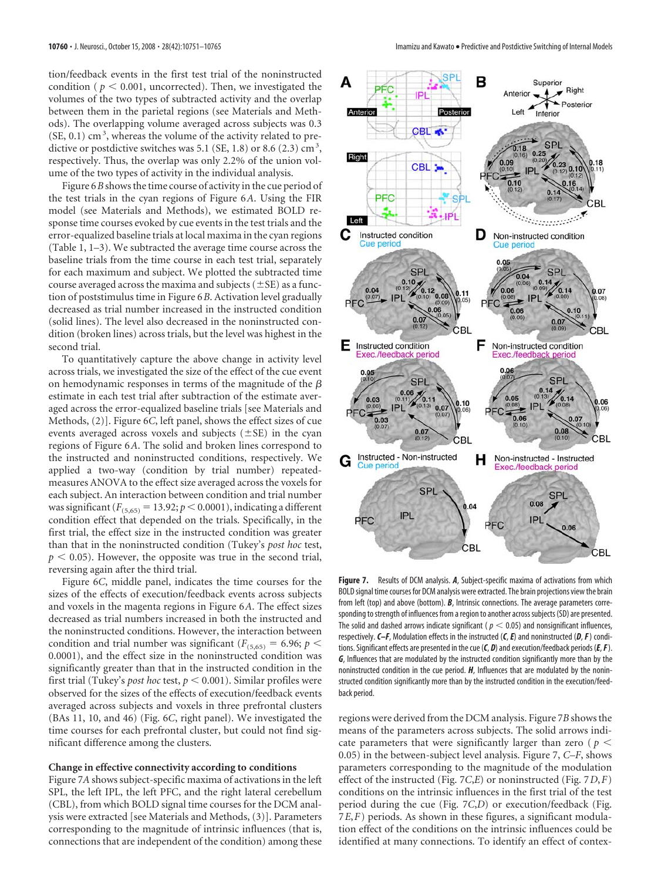tion/feedback events in the first test trial of the noninstructed condition ( $p < 0.001$, uncorrected). Then, we investigated the volumes of the two types of subtracted activity and the overlap between them in the parietal regions (see Materials and Methods). The overlapping volume averaged across subjects was 0.3 (SE, 0.1) $cm^3$, whereas the volume of the activity related to predictive or postdictive switches was 5.1 (SE, 1.8) or 8.6 (2.3) $cm^3$, respectively. Thus, the overlap was only 2.2% of the union volume of the two types of activity in the individual analysis.

Figure 6*B* shows the time course of activity in the cue period of the test trials in the cyan regions of Figure 6*A*. Using the FIR model (see Materials and Methods), we estimated BOLD response time courses evoked by cue events in the test trials and the error-equalized baseline trials at local maxima in the cyan regions (Table 1, 1–3). We subtracted the average time course across the baseline trials from the time course in each test trial, separately for each maximum and subject. We plotted the subtracted time course averaged across the maxima and subjects (±SE) as a function of poststimulus time in Figure 6*B*. Activation level gradually decreased as trial number increased in the instructed condition (solid lines). The level also decreased in the noninstructed condition (broken lines) across trials, but the level was highest in the second trial.

To quantitatively capture the above change in activity level across trials, we investigated the size of the effect of the cue event on hemodynamic responses in terms of the magnitude of the $\beta$ estimate in each test trial after subtraction of the estimate averaged across the error-equalized baseline trials [see Materials and Methods, (2)]. Figure 6*C*, left panel, shows the effect sizes of cue events averaged across voxels and subjects (±SE) in the cyan regions of Figure 6*A*. The solid and broken lines correspond to the instructed and noninstructed conditions, respectively. We applied a two-way (condition by trial number) repeated-measures ANOVA to the effect size averaged across the voxels for each subject. An interaction between condition and trial number was significant ($F_{(5,65)} = 13.92$; $p < 0.0001$), indicating a different condition effect that depended on the trials. Specifically, in the first trial, the effect size in the instructed condition was greater than that in the noninstructed condition (Tukey's *post hoc* test, $p < 0.05$). However, the opposite was true in the second trial, reversing again after the third trial.

Figure 6*C*, middle panel, indicates the time courses for the sizes of the effects of execution/feedback events across subjects and voxels in the magenta regions in Figure 6*A*. The effect sizes decreased as trial numbers increased in both the instructed and the noninstructed conditions. However, the interaction between condition and trial number was significant ($F_{(5,65)} = 6.96$; $p < 0.0001$), and the effect size in the noninstructed condition was significantly greater than that in the instructed condition in the first trial (Tukey's *post hoc* test, $p < 0.001$). Similar profiles were observed for the sizes of the effects of execution/feedback events averaged across subjects and voxels in three prefrontal clusters (BAs 11, 10, and 46) (Fig. 6*C*, right panel). We investigated the time courses for each prefrontal cluster, but could not find significant difference among the clusters.

### Change in effective connectivity according to conditions

Figure 7*A* shows subject-specific maxima of activations in the left SPL, the left IPL, the left PFC, and the right lateral cerebellum (CBL), from which BOLD signal time courses for the DCM analysis were extracted [see Materials and Methods, (3)]. Parameters corresponding to the magnitude of intrinsic influences (that is, connections that are independent of the condition) among these regions were derived from the DCM analysis. Figure 7*B* shows the means of the parameters across subjects. The solid arrows indicate parameters that were significantly larger than zero ($p < 0.05$) in the between-subject level analysis. Figure 7, *C–F*, shows parameters corresponding to the magnitude of the modulation effect of the instructed (Fig. 7*C*,*E*) or noninstructed (Fig. 7*D*,*F*) conditions on the intrinsic influences in the first trial of the test period during the cue (Fig. 7*C*,*D*) or execution/feedback (Fig. 7*E*,*F*) periods. As shown in these figures, a significant modulation effect of the conditions on the intrinsic influences could be identified at many connections. To identify an effect of contex-

**Figure 7.** Results of DCM analysis. ***A***, Subject-specific maxima of activations from which BOLD signal time courses for DCM analysis were extracted. The brain projections view the brain from left (top) and above (bottom). ***B***, Intrinsic connections. The average parameters corresponding to strength of influences from a region to another across subjects (SD) are presented. The solid and dashed arrows indicate significant ( $p < 0.05$) and nonsignificant influences, respectively. ***C–F***, Modulation effects in the instructed (***C***, ***E***) and noninstructed (***D***, ***F***) conditions. Significant effects are presented in the cue (***C***, ***D***) and execution/feedback periods (***E***, ***F***). ***G***, Influences that are modulated by the instructed condition significantly more than by the noninstructed condition in the cue period. ***H***, Influences that are modulated by the noninstructed condition significantly more than by the instructed condition in the execution/feedback period.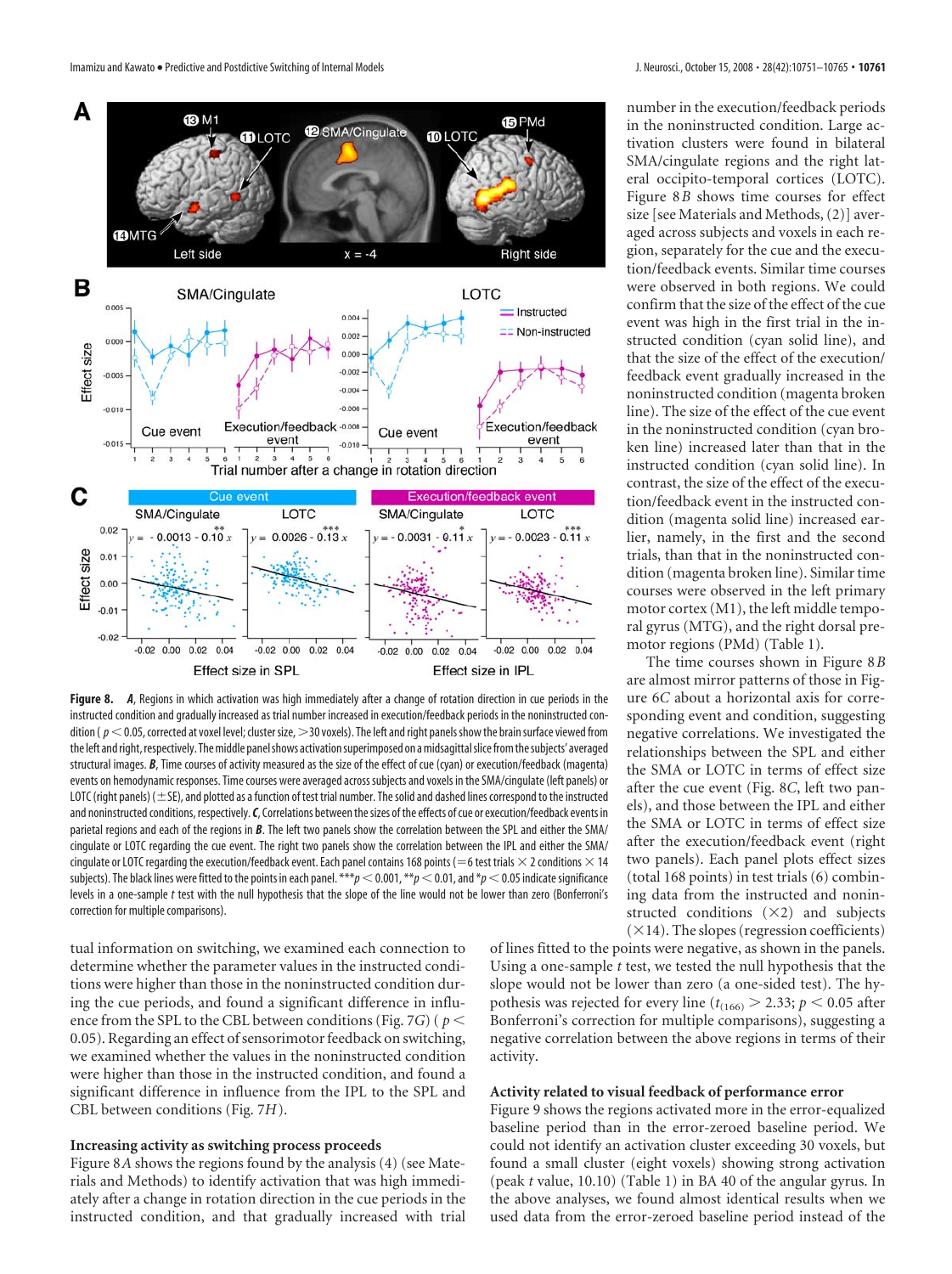**Figure 8.** ***A***, Regions in which activation was high immediately after a change of rotation direction in the cue periods in the instructed condition and gradually increased as trial number increased in execution/feedback periods in the noninstructed condition ( $p < 0.05$, corrected at voxel level; cluster size, >30 voxels). The left and right panels show the brain surface viewed from the left and right, respectively. The middle panel shows activation superimposed on a midsagittal slice from the subjects' averaged structural images. ***B***, Time courses of activity measured as the size of the effect of cue (cyan) or execution/feedback (magenta) events on hemodynamic responses. Time courses were averaged across subjects and voxels in the SMA/cingulate (left panels) or LOTC (right panels) (±SE), and plotted as a function of test trial number. The solid and dashed lines correspond to the instructed and noninstructed conditions, respectively. ***C***, Correlations between the sizes of the effects of cue or execution/feedback events in parietal regions and each of the regions in ***B***. The left two panels show the correlation between the SPL and either the SMA/cingulate or LOTC regarding the cue event. The right two panels show the correlation between the IPL and either the SMA/cingulate or LOTC regarding the execution/feedback event. Each panel contains 168 points (=6 test trials × 2 conditions × 14 subjects). The black lines were fitted to the points in each panel. ***$p < 0.001$, **$p < 0.01$, and *$p < 0.05$ indicate significance levels in a one-sample $t$ test with the null hypothesis that the slope of the line would not be lower than zero (Bonferroni's correction for multiple comparisons).

tual information on switching, we examined each connection to determine whether the parameter values in the instructed conditions were higher than those in the noninstructed condition during the cue periods, and found a significant difference in influence from the SPL to the CBL between conditions (Fig. 7*G*) ( $p < 0.05$). Regarding an effect of sensorimotor feedback on switching, we examined whether the values in the noninstructed condition were higher than those in the instructed condition, and found a significant difference in influence from the IPL to the SPL and CBL between conditions (Fig. 7*H*).

### Increasing activity as switching process proceeds

Figure 8*A* shows the regions found by the analysis (4) (see Materials and Methods) to identify activation that was high immediately after a change in rotation direction in the cue periods in the instructed condition, and that gradually increased with trial number in the execution/feedback periods in the noninstructed condition. Large activation clusters were found in bilateral SMA/cingulate regions and the right lateral occipito-temporal cortices (LOTC). Figure 8*B* shows time courses for effect size [see Materials and Methods, (2)] averaged across subjects and voxels in each region, separately for the cue and the execution/feedback events. Similar time courses were observed in both regions. We could confirm that the size of the effect of the cue event was high in the first trial in the instructed condition (cyan solid line), and that the size of the effect of the execution/feedback event gradually increased in the noninstructed condition (magenta broken line). The size of the effect of the cue event in the noninstructed condition (cyan broken line) increased later than that in the instructed condition (cyan solid line). In contrast, the size of the effect of the execution/feedback event in the instructed condition (magenta solid line) increased earlier, namely, in the first and the second trials, than that in the noninstructed condition (magenta broken line). Similar time courses were observed in the left primary motor cortex (M1), the left middle temporal gyrus (MTG), and the right dorsal premotor regions (PMd) (Table 1).

The time courses shown in Figure 8*B* are almost mirror patterns of those in Figure 6*C* about a horizontal axis for corresponding event and condition, suggesting negative correlations. We investigated the relationships between the SPL and either the SMA or LOTC in terms of effect size after the cue event (Fig. 8*C*, left two panels), and those between the IPL and either the SMA or LOTC in terms of effect size after the execution/feedback event (right two panels). Each panel plots effect size (total 168 points) in test trials (6) combining data from the instructed and noninstructed conditions (×2) and subjects (×14). The slopes (regression coefficients) of lines fitted to the points were negative, as shown in the panels. Using a one-sample $t$ test, we tested the null hypothesis that the slope would not be lower than zero (a one-sided test). The hypothesis was rejected for every line ($t_{(166)} > 2.33$; $p < 0.05$ after Bonferroni's correction for multiple comparisons), suggesting a negative correlation between the above regions in terms of their activity.

### Activity related to visual feedback of performance error

Figure 9 shows the regions activated more in the error-equalized baseline period than in the error-zeroed baseline period. We could not identify an activation cluster exceeding 30 voxels, but found a small cluster (eight voxels) showing strong activation (peak $t$ value, 10.10) (Table 1) in BA 40 of the angular gyrus. In the above analyses, we found almost identical results when we used data from the error-zeroed baseline period instead of the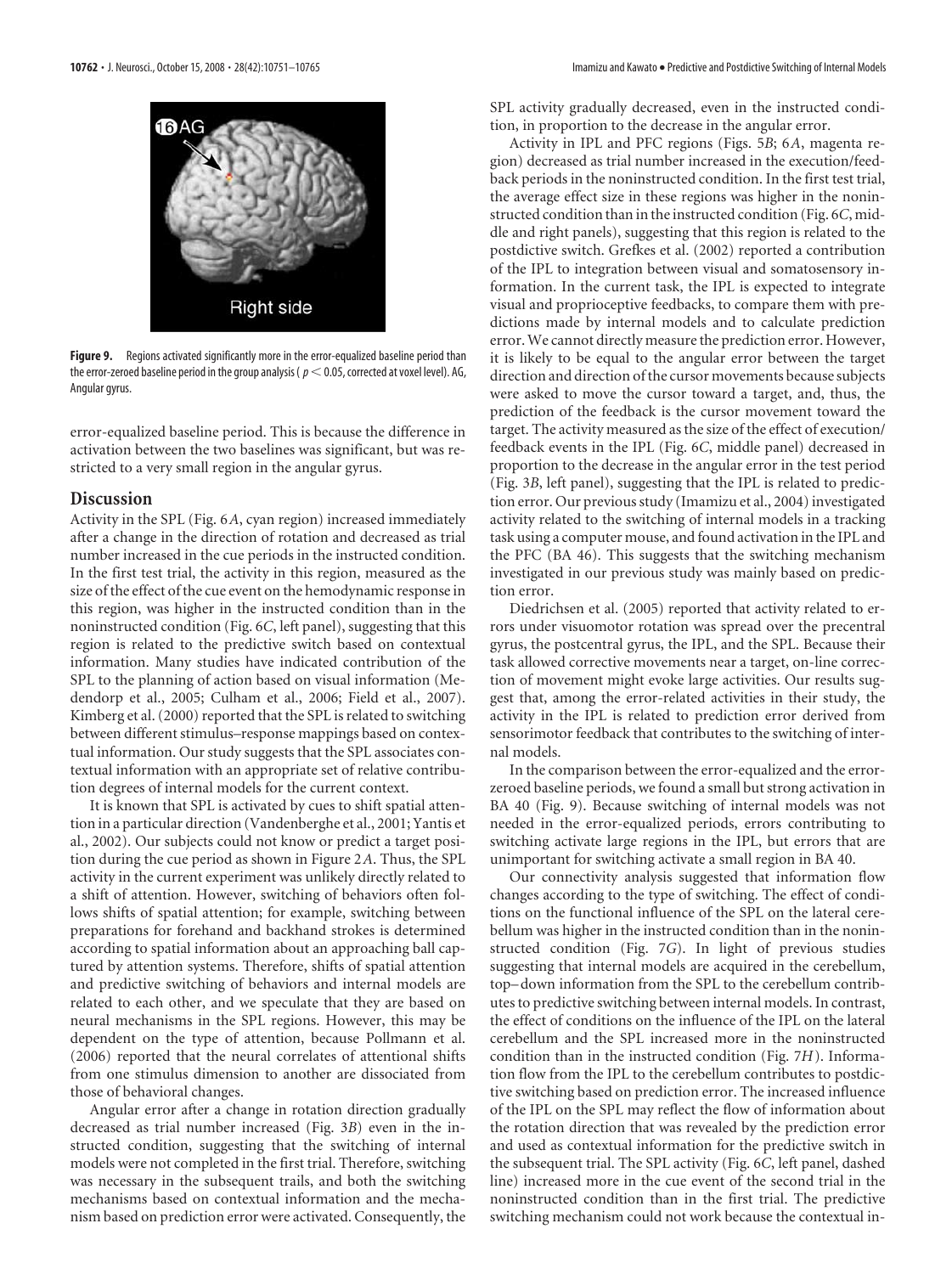**Figure 9.** Regions activated significantly more in the error-equalized baseline period than the error-zeroed baseline period in the group analysis ( $p < 0.05$, corrected at voxel level). AG, Angular gyrus.

error-equalized baseline period. This is because the difference in activation between the two baselines was significant, but was restricted to a very small region in the angular gyrus.

## Discussion

Activity in the SPL (Fig. 6*A*, cyan region) increased immediately after a change in the direction of rotation and decreased as trial number increased in the cue periods in the instructed condition. In the first test trial, the activity in this region, measured as the size of the effect of the cue event on the hemodynamic response in this region, was higher in the instructed condition than in the noninstructed condition (Fig. 6*C*, left panel), suggesting that this region is related to the predictive switch based on contextual information. Many studies have indicated contribution of the SPL to the planning of action based on visual information (Medendorp et al., 2005; Culham et al., 2006; Field et al., 2007). Kimberg et al. (2000) reported that the SPL is related to switching between different stimulus–response mappings based on contextual information. Our study suggests that the SPL associates contextual information with an appropriate set of relative contribution degrees of internal models for the current context.

It is known that SPL is activated by cues to shift spatial attention in a particular direction (Vandenberghe et al., 2001; Yantis et al., 2002). Our subjects could not know or predict a target position during the cue period as shown in Figure 2*A*. Thus, the SPL activity in the current experiment was unlikely directly related to a shift of attention. However, switching of behaviors often follows shifts of spatial attention; for example, switching between preparations for forehand and backhand strokes is determined according to spatial information about an approaching ball captured by attention systems. Therefore, shifts of spatial attention and predictive switching of behaviors and internal models are related to each other, and we speculate that they are based on neural mechanisms in the SPL regions. However, this may be dependent on the type of attention, because Pollmann et al. (2006) reported that the neural correlates of attentional shifts from one stimulus dimension to another are dissociated from those of behavioral changes.

Angular error after a change in rotation direction gradually decreased as trial number increased (Fig. 3*B*) even in the instructed condition, suggesting that the switching of internal models were not completed in the first trial. Therefore, switching was necessary in the subsequent trails, and both the switching mechanisms based on contextual information and the mechanism based on prediction error were activated. Consequently, the SPL activity gradually decreased, even in the instructed condition, in proportion to the decrease in the angular error.

Activity in IPL and PFC regions (Figs. 5*B*; 6*A*, magenta region) decreased as trial number increased in the execution/feedback periods in the noninstructed condition. In the first test trial, the average effect size in these regions was higher in the noninstructed condition than in the instructed condition (Fig. 6*C*, middle and right panels), suggesting that this region is related to the postdictive switch. Grefkes et al. (2002) reported a contribution of the IPL to integration between visual and somatosensory information. In the current task, the IPL is expected to integrate visual and proprioceptive feedbacks, to compare them with predictions made by internal models and to calculate prediction error. We cannot directly measure the prediction error. However, it is likely to be equal to the angular error between the target direction and direction of the cursor movements because subjects were asked to move the cursor toward a target, and, thus, the prediction of the feedback is the cursor movement toward the target. The activity measured as the size of the effect of execution/feedback events in the IPL (Fig. 6*C*, middle panel) decreased in proportion to the decrease in the angular error in the test period (Fig. 3*B*, left panel), suggesting that the IPL is related to prediction error. Our previous study (Imamizu et al., 2004) investigated activity related to the switching of internal models in a tracking task using a computer mouse, and found activation in the IPL and the PFC (BA 46). This suggests that the switching mechanism investigated in our previous study was mainly based on prediction error.

Diedrichsen et al. (2005) reported that activity related to errors under visuomotor rotation was spread over the precentral gyrus, the postcentral gyrus, the IPL, and the SPL. Because their task allowed corrective movements near a target, on-line correction of movement might evoke large activities. Our results suggest that, among the error-related activities in their study, the activity in the IPL is related to prediction error derived from sensorimotor feedback that contributes to the switching of internal models.

In the comparison between the error-equalized and the error-zeroed baseline periods, we found a small but strong activation in BA 40 (Fig. 9). Because switching of internal models was not needed in the error-equalized periods, errors contributing to switching activate large regions in the IPL, but errors that are unimportant for switching activate a small region in BA 40.

Our connectivity analysis suggested that information flow changes according to the type of switching. The effect of conditions on the functional influence of the SPL on the lateral cerebellum was higher in the instructed condition than in the noninstructed condition (Fig. 7*G*). In light of previous studies suggesting that internal models are acquired in the cerebellum, top–down information from the SPL to the cerebellum contributes to predictive switching between internal models. In contrast, the effect of conditions on the influence of the IPL on the lateral cerebellum and the SPL increased more in the noninstructed condition than in the instructed condition (Fig. 7*H*). Information flow from the IPL to the cerebellum contributes to postdictive switching based on prediction error. The increased influence of the IPL on the SPL may reflect the flow of information about the rotation direction that was revealed by the prediction error and used as contextual information for the predictive switch in the subsequent trial. The SPL activity (Fig. 6*C*, left panel, dashed line) increased more in the cue event of the second trial in the noninstructed condition than in the first trial. The predictive switching mechanism could not work because the contextual in-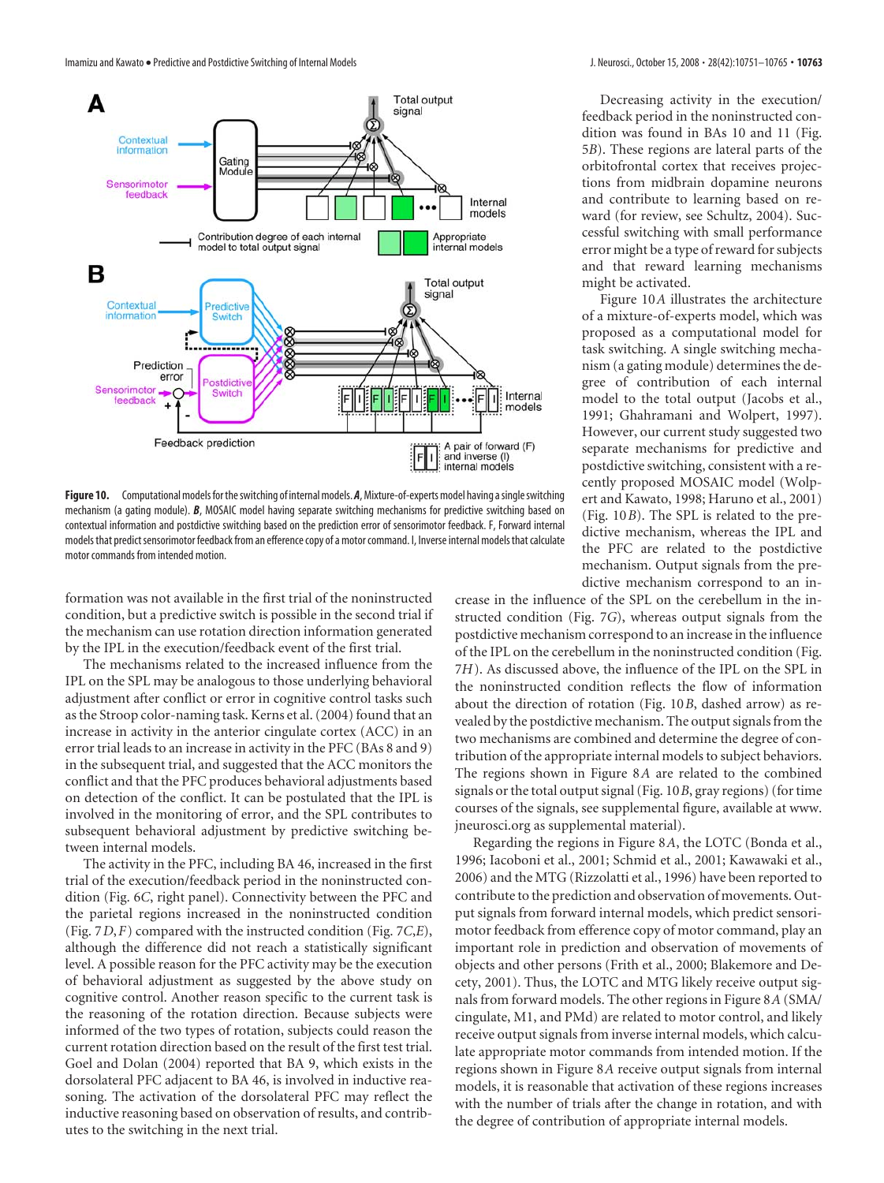**Figure 10.** Computational models for the switching of internal models. ***A***, Mixture-of-experts model having a single switching mechanism (a gating module). ***B***, MOSAIC model having separate switching mechanisms for predictive switching based on contextual information and postdictive switching based on the prediction error of sensorimotor feedback. F, Forward internal models that predict sensorimotor feedback from an efference copy of a motor command. I, Inverse internal models that calculate motor commands from intended motion.

formation was not available in the first trial of the noninstructed condition, but a predictive switch is possible in the second trial if the mechanism can use rotation direction information generated by the IPL in the execution/feedback event of the first trial.

The mechanisms related to the increased influence from the IPL on the SPL may be analogous to those underlying behavioral adjustment after conflict or error in cognitive control tasks such as the Stroop color-naming task. Kerns et al. (2004) found that an increase in activity in the anterior cingulate cortex (ACC) in an error trial leads to an increase in activity in the PFC (BAs 8 and 9) in the subsequent trial, and suggested that the ACC monitors the conflict and that the PFC produces behavioral adjustments based on detection of the conflict. It can be postulated that the IPL is involved in the monitoring of error, and the SPL contributes to subsequent behavioral adjustment by predictive switching between internal models.

The activity in the PFC, including BA 46, increased in the first trial of the execution/feedback period in the noninstructed condition (Fig. 6*C*, right panel). Connectivity between the PFC and the parietal regions increased in the noninstructed condition (Fig. 7*D*,*F*) compared with the instructed condition (Fig. 7*C*,*E*), although the difference did not reach a statistically significant level. A possible reason for the PFC activity may be the execution of behavioral adjustment as suggested by the above study on cognitive control. Another reason specific to the current task is the reasoning of the rotation direction. Because subjects were informed of the two types of rotation, subjects could reason the current rotation direction based on the result of the first test trial. Goel and Dolan (2004) reported that BA 9, which exists in the dorsolateral PFC adjacent to BA 46, is involved in inductive reasoning. The activation of the dorsolateral PFC may reflect the inductive reasoning based on observation of results, and contributes to the switching in the next trial.

Decreasing activity in the execution/feedback period in the noninstructed condition was found in BAs 10 and 11 (Fig. 5*B*). These regions are lateral parts of the orbitofrontal cortex that receives projections from midbrain dopamine neurons and contribute to learning based on reward (for review, see Schultz, 2004). Successful switching with small performance error might be a type of reward for subjects and that reward learning mechanisms might be activated.

Figure 10*A* illustrates the architecture of a mixture-of-experts model, which was proposed as a computational model for task switching. A single switching mechanism (a gating module) determines the degree of contribution of each internal model to the total output (Jacobs et al., 1991; Ghahramani and Wolpert, 1997). However, our current study suggested two separate mechanisms for predictive and postdictive switching, consistent with a recently proposed MOSAIC model (Wolpert and Kawato, 1998; Haruno et al., 2001) (Fig. 10*B*). The SPL is related to the predictive mechanism, whereas the IPL and the PFC are related to the postdictive mechanism. Output signals from the predictive mechanism correspond to an increase in the influence of the SPL on the cerebellum in the instructed condition (Fig. 7*G*), whereas output signals from the postdictive mechanism correspond to an increase in the influence of the IPL on the cerebellum in the noninstructed condition (Fig. 7*H*). As discussed above, the influence of the IPL on the SPL in the noninstructed condition reflects the flow of information about the direction of rotation (Fig. 10*B*, dashed arrow) as revealed by the postdictive mechanism. The output signals from the two mechanisms are combined and determine the degree of contribution of the appropriate internal models to subject behaviors. The regions shown in Figure 8*A* are related to the combined signals or the total output signal (Fig. 10*B*, gray regions) (for time courses of the signals, see supplemental figure, available at www.jneurosci.org as supplemental material).

Regarding the regions in Figure 8*A*, the LOTC (Bonda et al., 1996; Iacoboni et al., 2001; Schmid et al., 2001; Kawawaki et al., 2006) and the MTG (Rizzolatti et al., 1996) have been reported to contribute to the prediction and observation of movements. Output signals from forward internal models, which predict sensorimotor feedback from efference copy of motor command, play an important role in prediction and observation of movements of objects and other persons (Frith et al., 2000; Blakemore and Decety, 2001). Thus, the LOTC and MTG likely receive output signals from forward models. The other regions in Figure 8*A* (SMA/cingulate, M1, and PMd) are related to motor control, and likely receive output signals from inverse internal models, which calculate appropriate motor commands from intended motion. If the regions shown in Figure 8*A* receive output signals from internal models, it is reasonable that activation of these regions increases with the number of trials after the change in rotation, and with the degree of contribution of appropriate internal models.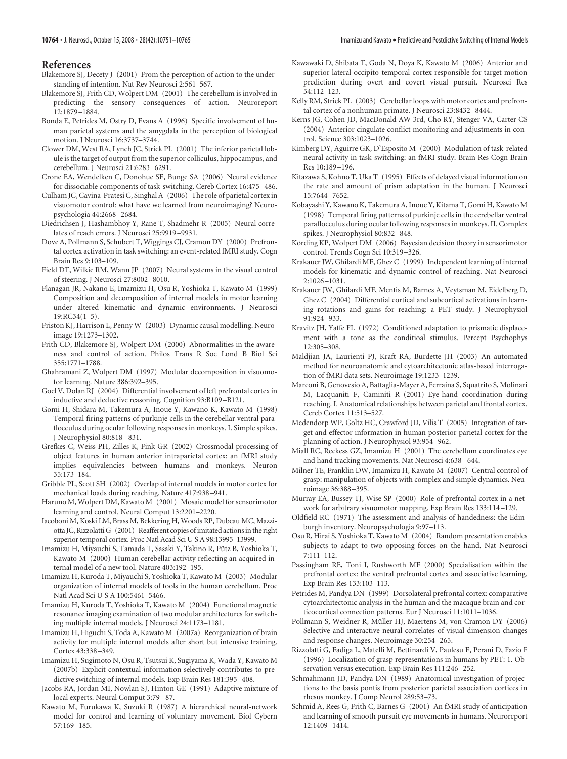## References

Blakemore SJ, Decety J (2001) From the perception of action to the understanding of intention. Nat Rev Neurosci 2:561–567.

Blakemore SJ, Frith CD, Wolpert DM (2001) The cerebellum is involved in predicting the sensory consequences of action. Neuroreport 12:1879–1884.

Bonda E, Petrides M, Ostry D, Evans A (1996) Specific involvement of human parietal systems and the amygdala in the perception of biological motion. J Neurosci 16:3737–3744.

Clower DM, West RA, Lynch JC, Strick PL (2001) The inferior parietal lobule is the target of output from the superior colliculus, hippocampus, and cerebellum. J Neurosci 21:6283–6291.

Crone EA, Wendelken C, Donohue SE, Bunge SA (2006) Neural evidence for dissociable components of task-switching. Cereb Cortex 16:475–486.

Culham JC, Cavina-Pratesi C, Singhal A (2006) The role of parietal cortex in visuomotor control: what have we learned from neuroimaging? Neuropsychologia 44:2668–2684.

Diedrichsen J, Hashambhoy Y, Rane T, Shadmehr R (2005) Neural correlates of reach errors. J Neurosci 25:9919–9931.

Dove A, Pollmann S, Schubert T, Wiggings CJ, Cramon DY (2000) Prefrontal cortex activation in task switching: an event-related fMRI study. Cogn Brain Res 9:103–109.

Field DT, Wilkie RM, Wann JP (2007) Neural systems in the visual control of steering. J Neurosci 27:8002–8010.

Flanagan JR, Nakano E, Imamizu H, Osu R, Yoshioka T, Kawato M (1999) Composition and decomposition of internal models in motor learning under altered kinematic and dynamic environments. J Neurosci 19:RC34(1–5).

Friston KJ, Harrison L, Penny W (2003) Dynamic causal modelling. Neuroimage 19:1273–1302.

Frith CD, Blakemore SJ, Wolpert DM (2000) Abnormalities in the awareness and control of action. Philos Trans R Soc Lond B Biol Sci 355:1771–1788.

Ghahramani Z, Wolpert DM (1997) Modular decomposition in visuomotor learning. Nature 386:392–395.

Goel V, Dolan RJ (2004) Differential involvement of left prefrontal cortex in inductive and deductive reasoning. Cognition 93:B109–B121.

Gomi H, Shidara M, Takemura A, Inoue Y, Kawano K, Kawato M (1998) Temporal firing patterns of purkinje cells in the cerebellar ventral paraflocculus during ocular following responses in monkeys. I. Simple spikes. J Neurophysiol 80:818–831.

Grefkes C, Weiss PH, Zilles K, Fink GR (2002) Crossmodal processing of object features in human anterior intraparietal cortex: an fMRI study implies equivalencies between humans and monkeys. Neuron 35:173–184.

Gribble PL, Scott SH (2002) Overlap of internal models in motor cortex for mechanical loads during reaching. Nature 417:938–941.

Haruno M, Wolpert DM, Kawato M (2001) Mosaic model for sensorimotor learning and control. Neural Comput 13:2201–2220.

Iacoboni M, Koski LM, Brass M, Bekkering H, Woods RP, Dubeau MC, Mazziotta JC, Rizzolatti G (2001) Reafferent copies of imitated actions in the right superior temporal cortex. Proc Natl Acad Sci U S A 98:13995–13999.

Imamizu H, Miyauchi S, Tamada T, Sasaki Y, Takino R, Pütz B, Yoshioka T, Kawato M (2000) Human cerebellar activity reflecting an acquired internal model of a new tool. Nature 403:192–195.

Imamizu H, Kuroda T, Miyauchi S, Yoshioka T, Kawato M (2003) Modular organization of internal models of tools in the human cerebellum. Proc Natl Acad Sci U S A 100:5461–5466.

Imamizu H, Kuroda T, Yoshioka T, Kawato M (2004) Functional magnetic resonance imaging examination of two modular architectures for switching multiple internal models. J Neurosci 24:1173–1181.

Imamizu H, Higuchi S, Toda A, Kawato M (2007a) Reorganization of brain activity for multiple internal models after short but intensive training. Cortex 43:338–349.

Imamizu H, Sugimoto N, Osu R, Tsutsui K, Sugiyama K, Wada Y, Kawato M (2007b) Explicit contextual information selectively contributes to predictive switching of internal models. Exp Brain Res 181:395–408.

Jacobs RA, Jordan MI, Nowlan SJ, Hinton GE (1991) Adaptive mixture of local experts. Neural Comput 3:79–87.

Kawato M, Furukawa K, Suzuki R (1987) A hierarchical neural-network model for control and learning of voluntary movement. Biol Cybern 57:169–185.

Kawawaki D, Shibata T, Goda N, Doya K, Kawato M (2006) Anterior and superior lateral occipito-temporal cortex responsible for target motion prediction during overt and covert visual pursuit. Neurosci Res 54:112–123.

Kelly RM, Strick PL (2003) Cerebellar loops with motor cortex and prefrontal cortex of a nonhuman primate. J Neurosci 23:8432–8444.

Kerns JG, Cohen JD, MacDonald AW 3rd, Cho RY, Stenger VA, Carter CS (2004) Anterior cingulate conflict monitoring and adjustments in control. Science 303:1023–1026.

Kimberg DY, Aguirre GK, D'Esposito M (2000) Modulation of task-related neural activity in task-switching: an fMRI study. Brain Res Cogn Brain Res 10:189–196.

Kitazawa S, Kohno T, Uka T (1995) Effects of delayed visual information on the rate and amount of prism adaptation in the human. J Neurosci 15:7644–7652.

Kobayashi Y, Kawano K, Takemura A, Inoue Y, Kitama T, Gomi H, Kawato M (1998) Temporal firing patterns of purkinje cells in the cerebellar ventral paraflocculus during ocular following responses in monkeys. II. Complex spikes. J Neurophysiol 80:832–848.

Körding KP, Wolpert DM (2006) Bayesian decision theory in sensorimotor control. Trends Cogn Sci 10:319–326.

Krakauer JW, Ghilardi MF, Ghez C (1999) Independent learning of internal models for kinematic and dynamic control of reaching. Nat Neurosci 2:1026–1031.

Krakauer JW, Ghilardi MF, Mentis M, Barnes A, Veytsman M, Eidelberg D, Ghez C (2004) Differential cortical and subcortical activations in learning rotations and gains for reaching: a PET study. J Neurophysiol 91:924–933.

Kravitz JH, Yaffe FL (1972) Conditioned adaptation to prismatic displacement with a tone as the conditioal stimulus. Percept Psychophys 12:305–308.

Maldjian JA, Laurienti PJ, Kraft RA, Burdette JH (2003) An automated method for neuroanatomic and cytoarchitectonic atlas-based interrogation of fMRI data sets. Neuroimage 19:1233–1239.

Marconi B, Genovesio A, Battaglia-Mayer A, Ferraina S, Squatrito S, Molinari M, Lacquaniti F, Caminiti R (2001) Eye-hand coordination during reaching. I. Anatomical relationships between parietal and frontal cortex. Cereb Cortex 11:513–527.

Medendorp WP, Goltz HC, Crawford JD, Vilis T (2005) Integration of target and effector information in human posterior parietal cortex for the planning of action. J Neurophysiol 93:954–962.

Miall RC, Reckess GZ, Imamizu H (2001) The cerebellum coordinates eye and hand tracking movements. Nat Neurosci 4:638–644.

Milner TE, Franklin DW, Imamizu H, Kawato M (2007) Central control of grasp: manipulation of objects with complex and simple dynamics. Neuroimage 36:388–395.

Murray EA, Bussey TJ, Wise SP (2000) Role of prefrontal cortex in a network for arbitrary visuomotor mapping. Exp Brain Res 133:114–129.

Oldfield RC (1971) The assessment and analysis of handedness: the Edinburgh inventory. Neuropsychologia 9:97–113.

Osu R, Hirai S, Yoshioka T, Kawato M (2004) Random presentation enables subjects to adapt to two opposing forces on the hand. Nat Neurosci 7:111–112.

Passingham RE, Toni I, Rushworth MF (2000) Specialisation within the prefrontal cortex: the ventral prefrontal cortex and associative learning. Exp Brain Res 133:103–113.

Petrides M, Pandya DN (1999) Dorsolateral prefrontal cortex: comparative cytoarchitectonic analysis in the human and the macaque brain and corticocortical connection patterns. Eur J Neurosci 11:1011–1036.

Pollmann S, Weidner R, Müller HJ, Maertens M, von Cramon DY (2006) Selective and interactive neural correlates of visual dimension changes and response changes. Neuroimage 30:254–265.

Rizzolatti G, Fadiga L, Matelli M, Bettinardi V, Paulesu E, Perani D, Fazio F (1996) Localization of grasp representations in humans by PET: 1. Observation versus execution. Exp Brain Res 111:246–252.

Schmahmann JD, Pandya DN (1989) Anatomical investigation of projections to the basis pontis from posterior parietal association cortices in rhesus monkey. J Comp Neurol 289:53–73.

Schmid A, Rees G, Frith C, Barnes G (2001) An fMRI study of anticipation and learning of smooth pursuit eye movements in humans. Neuroreport 12:1409–1414.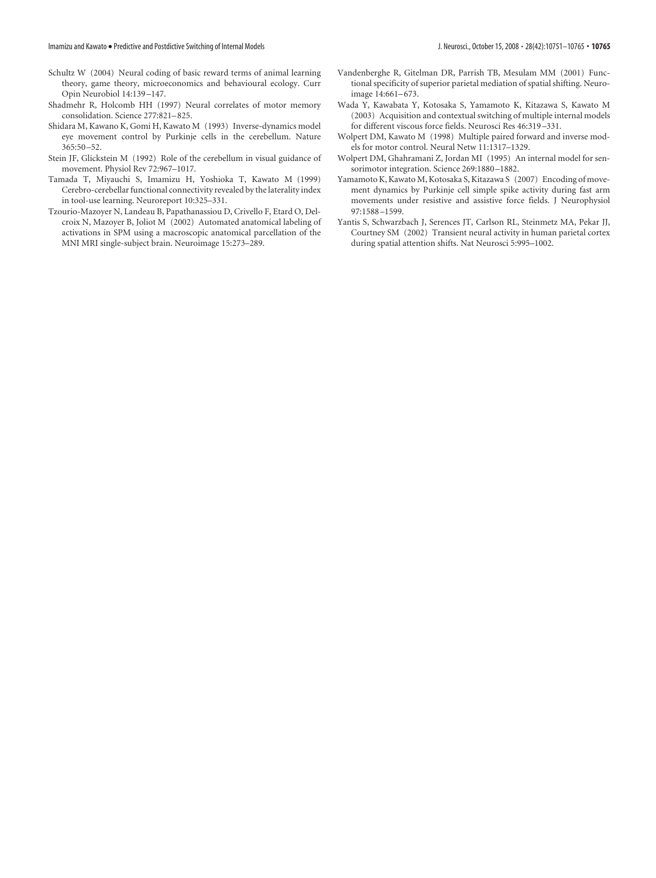Schultz W (2004) Neural coding of basic reward terms of animal learning theory, game theory, microeconomics and behavioural ecology. Curr Opin Neurobiol 14:139–147.

Shadmehr R, Holcomb HH (1997) Neural correlates of motor memory consolidation. Science 277:821–825.

Shidara M, Kawano K, Gomi H, Kawato M (1993) Inverse-dynamics model eye movement control by Purkinje cells in the cerebellum. Nature 365:50–52.

Stein JF, Glickstein M (1992) Role of the cerebellum in visual guidance of movement. Physiol Rev 72:967–1017.

Tamada T, Miyauchi S, Imamizu H, Yoshioka T, Kawato M (1999) Cerebro-cerebellar functional connectivity revealed by the laterality index in tool-use learning. Neuroreport 10:325–331.

Tzourio-Mazoyer N, Landeau B, Papathanassiou D, Crivello F, Etard O, Delcroix N, Mazoyer B, Joliot M (2002) Automated anatomical labeling of activations in SPM using a macroscopic anatomical parcellation of the MNI MRI single-subject brain. Neuroimage 15:273–289.

Vandenberghe R, Gitelman DR, Parrish TB, Mesulam MM (2001) Functional specificity of superior parietal mediation of spatial shifting. Neuroimage 14:661–673.

Wada Y, Kawabata Y, Kotosaka S, Yamamoto K, Kitazawa S, Kawato M (2003) Acquisition and contextual switching of multiple internal models for different viscous force fields. Neurosci Res 46:319–331.

Wolpert DM, Kawato M (1998) Multiple paired forward and inverse models for motor control. Neural Netw 11:1317–1329.

Wolpert DM, Ghahramani Z, Jordan MI (1995) An internal model for sensorimotor integration. Science 269:1880–1882.

Yamamoto K, Kawato M, Kotosaka S, Kitazawa S (2007) Encoding of movement dynamics by Purkinje cell simple spike activity during fast arm movements under resistive and assistive force fields. J Neurophysiol 97:1588–1599.

Yantis S, Schwarzbach J, Serences JT, Carlson RL, Steinmetz MA, Pekar JJ, Courtney SM (2002) Transient neural activity in human parietal cortex during spatial attention shifts. Nat Neurosci 5:995–1002.